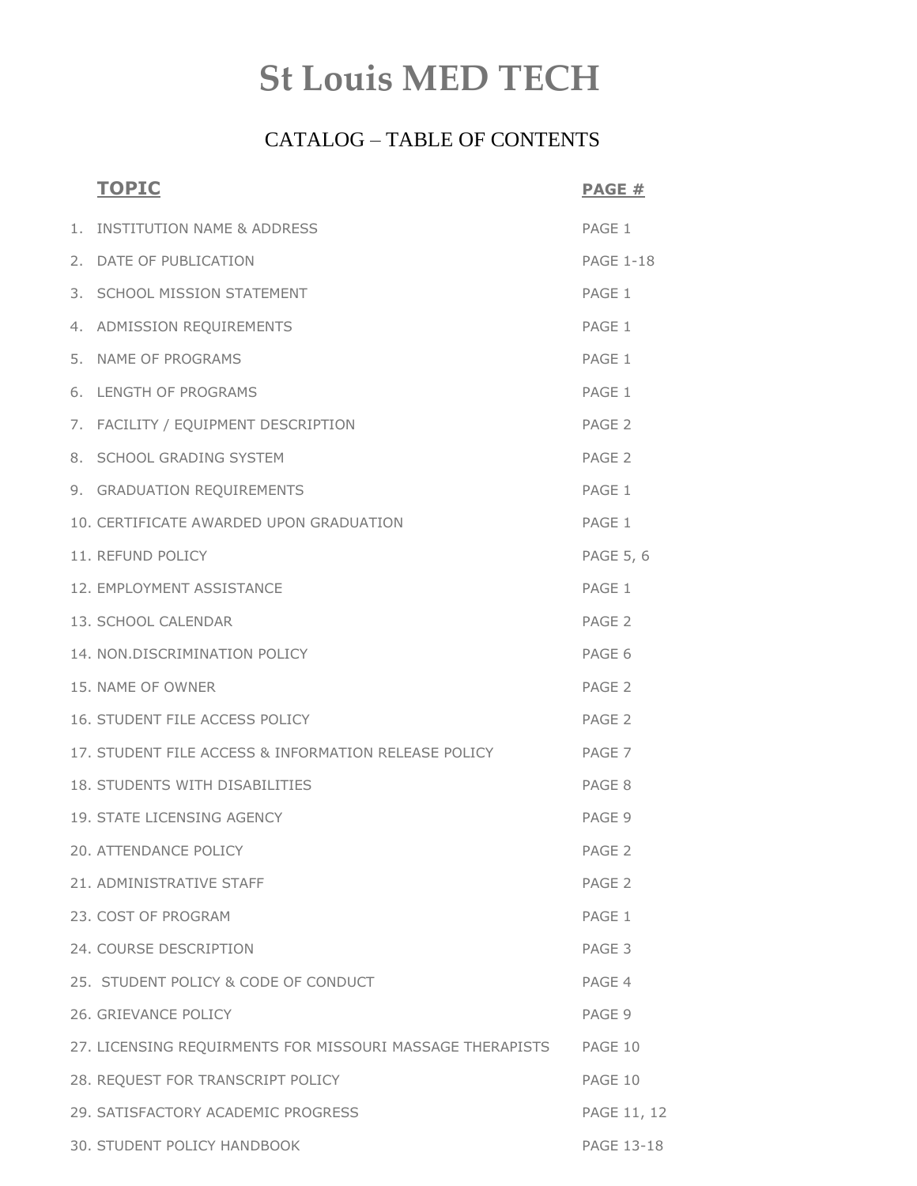# St Louis MED TECH

## CATALOG – TABLE OF CONTENTS

| TOPIC | PAGE # |
|---|---|
| 1. INSTITUTION NAME & ADDRESS | PAGE 1 |
| 2. DATE OF PUBLICATION | PAGE 1-18 |
| 3. SCHOOL MISSION STATEMENT | PAGE 1 |
| 4. ADMISSION REQUIREMENTS | PAGE 1 |
| 5. NAME OF PROGRAMS | PAGE 1 |
| 6. LENGTH OF PROGRAMS | PAGE 1 |
| 7. FACILITY / EQUIPMENT DESCRIPTION | PAGE 2 |
| 8. SCHOOL GRADING SYSTEM | PAGE 2 |
| 9. GRADUATION REQUIREMENTS | PAGE 1 |
| 10. CERTIFICATE AWARDED UPON GRADUATION | PAGE 1 |
| 11. REFUND POLICY | PAGE 5, 6 |
| 12. EMPLOYMENT ASSISTANCE | PAGE 1 |
| 13. SCHOOL CALENDAR | PAGE 2 |
| 14. NON.DISCRIMINATION POLICY | PAGE 6 |
| 15. NAME OF OWNER | PAGE 2 |
| 16. STUDENT FILE ACCESS POLICY | PAGE 2 |
| 17. STUDENT FILE ACCESS & INFORMATION RELEASE POLICY | PAGE 7 |
| 18. STUDENTS WITH DISABILITIES | PAGE 8 |
| 19. STATE LICENSING AGENCY | PAGE 9 |
| 20. ATTENDANCE POLICY | PAGE 2 |
| 21. ADMINISTRATIVE STAFF | PAGE 2 |
| 23. COST OF PROGRAM | PAGE 1 |
| 24. COURSE DESCRIPTION | PAGE 3 |
| 25. STUDENT POLICY & CODE OF CONDUCT | PAGE 4 |
| 26. GRIEVANCE POLICY | PAGE 9 |
| 27. LICENSING REQUIRMENTS FOR MISSOURI MASSAGE THERAPISTS | PAGE 10 |
| 28. REQUEST FOR TRANSCRIPT POLICY | PAGE 10 |
| 29. SATISFACTORY ACADEMIC PROGRESS | PAGE 11, 12 |
| 30. STUDENT POLICY HANDBOOK | PAGE 13-18 |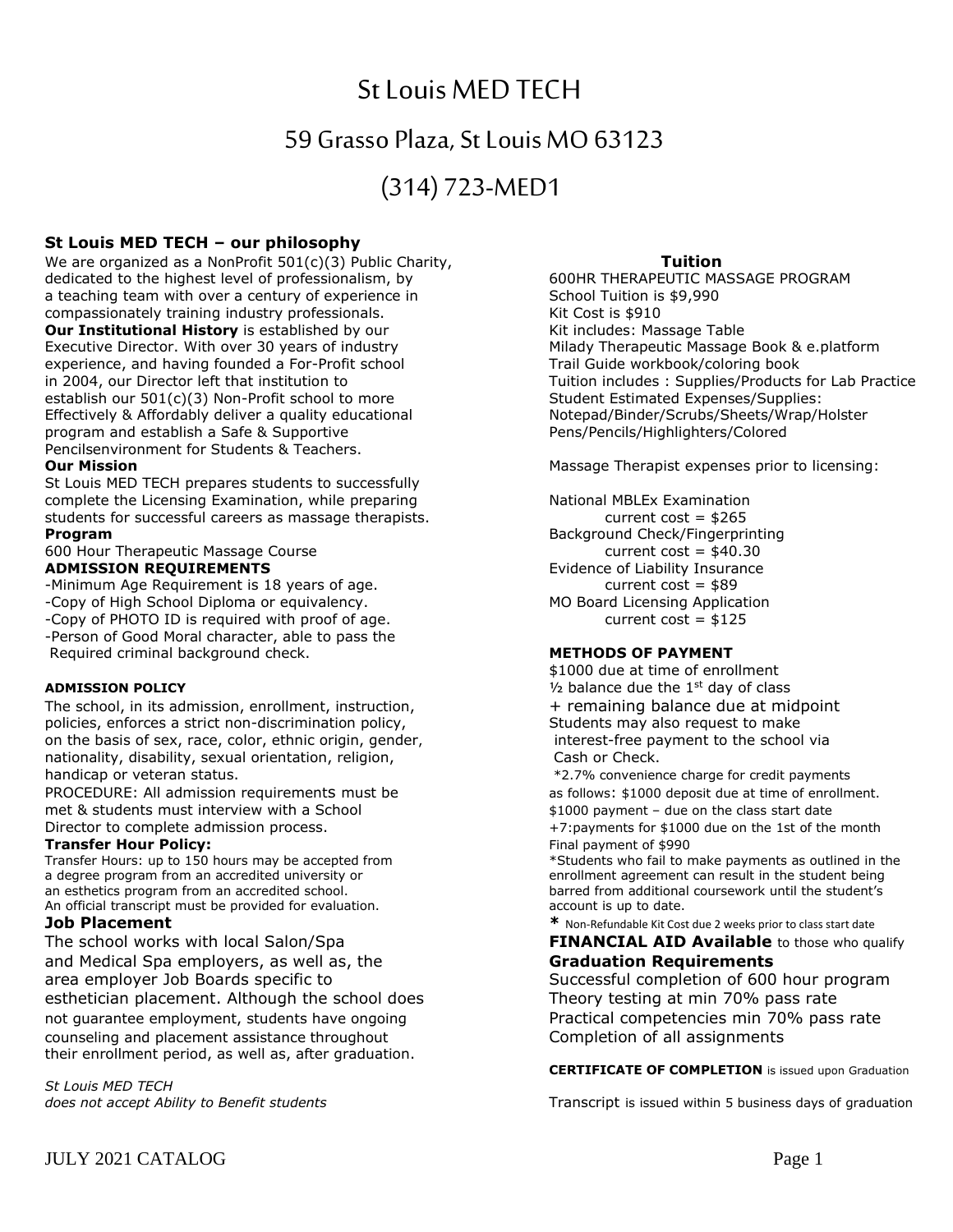# St Louis MED TECH

## 59 Grasso Plaza, St Louis MO 63123

## (314) 723-MED1

### St Louis MED TECH – our philosophy

We are organized as a NonProfit 501(c)(3) Public Charity, dedicated to the highest level of professionalism, by a teaching team with over a century of experience in compassionately training industry professionals.

**Our Institutional History** is established by our Executive Director. With over 30 years of industry experience, and having founded a For-Profit school in 2004, our Director left that institution to establish our 501(c)(3) Non-Profit school to more Effectively & Affordably deliver a quality educational program and establish a Safe & Supportive Pencilsenvironment for Students & Teachers.

**Our Mission**

St Louis MED TECH prepares students to successfully complete the Licensing Examination, while preparing students for successful careers as massage therapists.

**Program**

600 Hour Therapeutic Massage Course

**ADMISSION REQUIREMENTS**

- -Minimum Age Requirement is 18 years of age.
- -Copy of High School Diploma or equivalency.
- -Copy of PHOTO ID is required with proof of age.
- -Person of Good Moral character, able to pass the Required criminal background check.

**ADMISSION POLICY**

The school, in its admission, enrollment, instruction, policies, enforces a strict non-discrimination policy, on the basis of sex, race, color, ethnic origin, gender, nationality, disability, sexual orientation, religion, handicap or veteran status.

PROCEDURE: All admission requirements must be met & students must interview with a School Director to complete admission process.

**Transfer Hour Policy:**

Transfer Hours: up to 150 hours may be accepted from a degree program from an accredited university or an esthetics program from an accredited school. An official transcript must be provided for evaluation.

**Job Placement**

The school works with local Salon/Spa and Medical Spa employers, as well as, the area employer Job Boards specific to esthetician placement. Although the school does not guarantee employment, students have ongoing counseling and placement assistance throughout their enrollment period, as well as, after graduation.

*St Louis MED TECH does not accept Ability to Benefit students*

**Tuition**

600HR THERAPEUTIC MASSAGE PROGRAM
School Tuition is $9,990
Kit Cost is $910
Kit includes: Massage Table
Milady Therapeutic Massage Book & e.platform
Trail Guide workbook/coloring book
Tuition includes : Supplies/Products for Lab Practice
Student Estimated Expenses/Supplies:
Notepad/Binder/Scrubs/Sheets/Wrap/Holster
Pens/Pencils/Highlighters/Colored

Massage Therapist expenses prior to licensing:

National MBLEx Examination
current cost = $265
Background Check/Fingerprinting
current cost = $40.30
Evidence of Liability Insurance
current cost = $89
MO Board Licensing Application
current cost = $125

**METHODS OF PAYMENT**

$1000 due at time of enrollment
½ balance due the 1st day of class
+ remaining balance due at midpoint
Students may also request to make interest-free payment to the school via Cash or Check.
*2.7% convenience charge for credit payments
as follows: $1000 deposit due at time of enrollment.
$1000 payment – due on the class start date
+7:payments for $1000 due on the 1st of the month
Final payment of $990
*Students who fail to make payments as outlined in the enrollment agreement can result in the student being barred from additional coursework until the student's account is up to date.
* Non-Refundable Kit Cost due 2 weeks prior to class start date

**FINANCIAL AID Available** to those who qualify

**Graduation Requirements**

Successful completion of 600 hour program
Theory testing at min 70% pass rate
Practical competencies min 70% pass rate
Completion of all assignments

**CERTIFICATE OF COMPLETION** is issued upon Graduation

Transcript is issued within 5 business days of graduation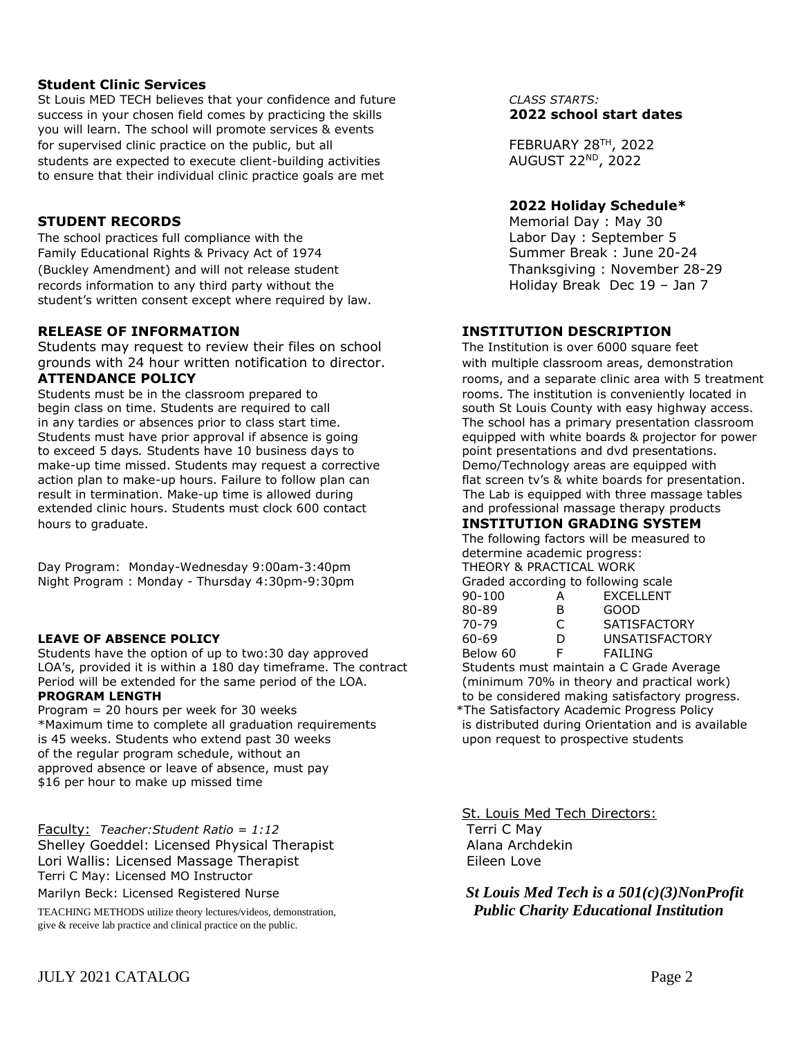## Student Clinic Services

St Louis MED TECH believes that your confidence and future success in your chosen field comes by practicing the skills you will learn. The school will promote services & events for supervised clinic practice on the public, but all students are expected to execute client-building activities to ensure that their individual clinic practice goals are met

## STUDENT RECORDS

The school practices full compliance with the Family Educational Rights & Privacy Act of 1974 (Buckley Amendment) and will not release student records information to any third party without the student's written consent except where required by law.

## RELEASE OF INFORMATION

Students may request to review their files on school grounds with 24 hour written notification to director.

## ATTENDANCE POLICY

Students must be in the classroom prepared to begin class on time. Students are required to call in any tardies or absences prior to class start time. Students must have prior approval if absence is going to exceed 5 days*.* Students have 10 business days to make-up time missed. Students may request a corrective action plan to make-up hours. Failure to follow plan can result in termination. Make-up time is allowed during extended clinic hours. Students must clock 600 contact hours to graduate.

Day Program: Monday-Wednesday 9:00am-3:40pm
Night Program : Monday - Thursday 4:30pm-9:30pm

### LEAVE OF ABSENCE POLICY

Students have the option of up to two:30 day approved LOA's, provided it is within a 180 day timeframe. The contract Period will be extended for the same period of the LOA.

## PROGRAM LENGTH

Program = 20 hours per week for 30 weeks
*Maximum time to complete all graduation requirements is 45 weeks. Students who extend past 30 weeks of the regular program schedule, without an approved absence or leave of absence, must pay $16 per hour to make up missed time

Faculty: *Teacher:Student Ratio = 1:12*
Shelley Goeddel: Licensed Physical Therapist
Lori Wallis: Licensed Massage Therapist
Terri C May: Licensed MO Instructor
Marilyn Beck: Licensed Registered Nurse

TEACHING METHODS utilize theory lectures/videos, demonstration, give & receive lab practice and clinical practice on the public.

*CLASS STARTS:*
**2022 school start dates**

FEBRUARY 28TH, 2022
AUGUST 22ND, 2022

**2022 Holiday Schedule***
Memorial Day : May 30
Labor Day : September 5
Summer Break : June 20-24
Thanksgiving : November 28-29
Holiday Break Dec 19 – Jan 7

## INSTITUTION DESCRIPTION

The Institution is over 6000 square feet with multiple classroom areas, demonstration rooms, and a separate clinic area with 5 treatment rooms. The institution is conveniently located in south St Louis County with easy highway access. The school has a primary presentation classroom equipped with white boards & projector for power point presentations and dvd presentations. Demo/Technology areas are equipped with flat screen tv's & white boards for presentation. The Lab is equipped with three massage tables and professional massage therapy products

## INSTITUTION GRADING SYSTEM

The following factors will be measured to determine academic progress:
THEORY & PRACTICAL WORK
Graded according to following scale

| | | |
|---|---|---|
| 90-100 | A | EXCELLENT |
| 80-89 | B | GOOD |
| 70-79 | C | SATISFACTORY |
| 60-69 | D | UNSATISFACTORY |
| Below 60 | F | FAILING |

Students must maintain a C Grade Average (minimum 70% in theory and practical work) to be considered making satisfactory progress.
*The Satisfactory Academic Progress Policy is distributed during Orientation and is available upon request to prospective students

St. Louis Med Tech Directors:
Terri C May
Alana Archdekin
Eileen Love

***St Louis Med Tech is a 501(c)(3)NonProfit Public Charity Educational Institution***

JULY 2021 CATALOG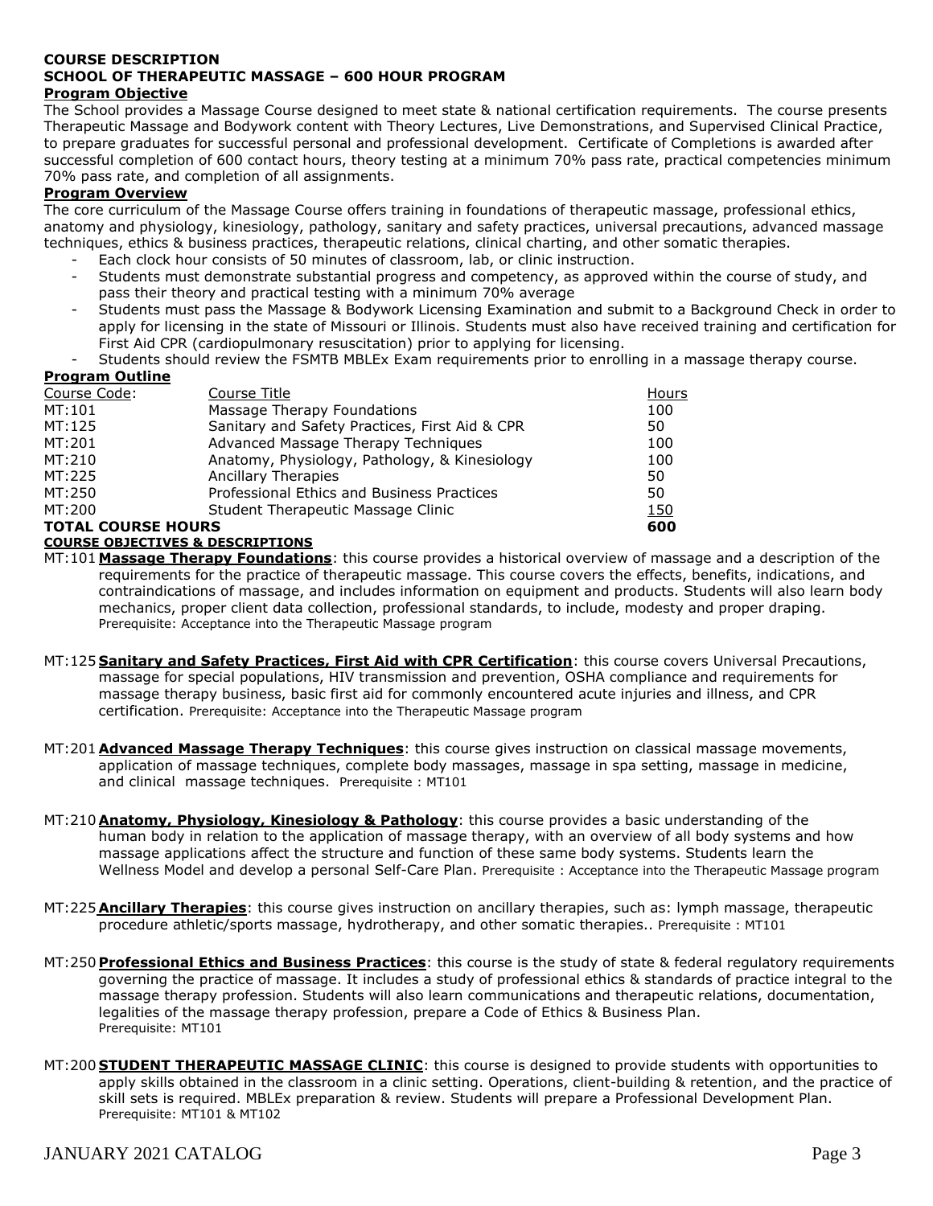**COURSE DESCRIPTION**
**SCHOOL OF THERAPEUTIC MASSAGE – 600 HOUR PROGRAM**

**Program Objective**

The School provides a Massage Course designed to meet state & national certification requirements. The course presents Therapeutic Massage and Bodywork content with Theory Lectures, Live Demonstrations, and Supervised Clinical Practice, to prepare graduates for successful personal and professional development. Certificate of Completions is awarded after successful completion of 600 contact hours, theory testing at a minimum 70% pass rate, practical competencies minimum 70% pass rate, and completion of all assignments.

**Program Overview**

The core curriculum of the Massage Course offers training in foundations of therapeutic massage, professional ethics, anatomy and physiology, kinesiology, pathology, sanitary and safety practices, universal precautions, advanced massage techniques, ethics & business practices, therapeutic relations, clinical charting, and other somatic therapies.

- Each clock hour consists of 50 minutes of classroom, lab, or clinic instruction.
- Students must demonstrate substantial progress and competency, as approved within the course of study, and pass their theory and practical testing with a minimum 70% average
- Students must pass the Massage & Bodywork Licensing Examination and submit to a Background Check in order to apply for licensing in the state of Missouri or Illinois. Students must also have received training and certification for First Aid CPR (cardiopulmonary resuscitation) prior to applying for licensing.
- Students should review the FSMTB MBLEx Exam requirements prior to enrolling in a massage therapy course.

**Program Outline**

| Course Code: | Course Title | Hours |
|---|---|---|
| MT:101 | Massage Therapy Foundations | 100 |
| MT:125 | Sanitary and Safety Practices, First Aid & CPR | 50 |
| MT:201 | Advanced Massage Therapy Techniques | 100 |
| MT:210 | Anatomy, Physiology, Pathology, & Kinesiology | 100 |
| MT:225 | Ancillary Therapies | 50 |
| MT:250 | Professional Ethics and Business Practices | 50 |
| MT:200 | Student Therapeutic Massage Clinic | 150 |
| **TOTAL COURSE HOURS** | | **600** |

**COURSE OBJECTIVES & DESCRIPTIONS**

MT:101 **Massage Therapy Foundations**: this course provides a historical overview of massage and a description of the requirements for the practice of therapeutic massage. This course covers the effects, benefits, indications, and contraindications of massage, and includes information on equipment and products. Students will also learn body mechanics, proper client data collection, professional standards, to include, modesty and proper draping. Prerequisite: Acceptance into the Therapeutic Massage program

MT:125 **Sanitary and Safety Practices, First Aid with CPR Certification**: this course covers Universal Precautions, massage for special populations, HIV transmission and prevention, OSHA compliance and requirements for massage therapy business, basic first aid for commonly encountered acute injuries and illness, and CPR certification. Prerequisite: Acceptance into the Therapeutic Massage program

MT:201 **Advanced Massage Therapy Techniques**: this course gives instruction on classical massage movements, application of massage techniques, complete body massages, massage in spa setting, massage in medicine, and clinical massage techniques. Prerequisite : MT101

MT:210 **Anatomy, Physiology, Kinesiology & Pathology**: this course provides a basic understanding of the human body in relation to the application of massage therapy, with an overview of all body systems and how massage applications affect the structure and function of these same body systems. Students learn the Wellness Model and develop a personal Self-Care Plan. Prerequisite : Acceptance into the Therapeutic Massage program

MT:225 **Ancillary Therapies**: this course gives instruction on ancillary therapies, such as: lymph massage, therapeutic procedure athletic/sports massage, hydrotherapy, and other somatic therapies.. Prerequisite : MT101

MT:250 **Professional Ethics and Business Practices**: this course is the study of state & federal regulatory requirements governing the practice of massage. It includes a study of professional ethics & standards of practice integral to the massage therapy profession. Students will also learn communications and therapeutic relations, documentation, legalities of the massage therapy profession, prepare a Code of Ethics & Business Plan. Prerequisite: MT101

MT:200 **STUDENT THERAPEUTIC MASSAGE CLINIC**: this course is designed to provide students with opportunities to apply skills obtained in the classroom in a clinic setting. Operations, client-building & retention, and the practice of skill sets is required. MBLEx preparation & review. Students will prepare a Professional Development Plan. Prerequisite: MT101 & MT102

JANUARY 2021 CATALOG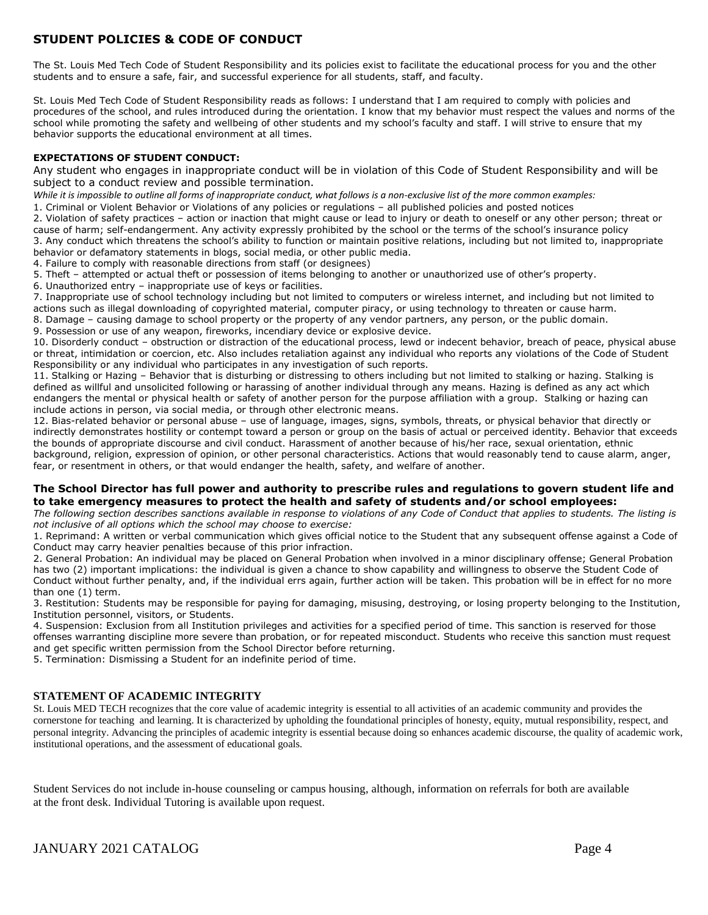## STUDENT POLICIES & CODE OF CONDUCT

The St. Louis Med Tech Code of Student Responsibility and its policies exist to facilitate the educational process for you and the other students and to ensure a safe, fair, and successful experience for all students, staff, and faculty.

St. Louis Med Tech Code of Student Responsibility reads as follows: I understand that I am required to comply with policies and procedures of the school, and rules introduced during the orientation. I know that my behavior must respect the values and norms of the school while promoting the safety and wellbeing of other students and my school's faculty and staff. I will strive to ensure that my behavior supports the educational environment at all times.

### EXPECTATIONS OF STUDENT CONDUCT:

Any student who engages in inappropriate conduct will be in violation of this Code of Student Responsibility and will be subject to a conduct review and possible termination.

*While it is impossible to outline all forms of inappropriate conduct, what follows is a non-exclusive list of the more common examples:*

1. Criminal or Violent Behavior or Violations of any policies or regulations – all published policies and posted notices
2. Violation of safety practices – action or inaction that might cause or lead to injury or death to oneself or any other person; threat or cause of harm; self-endangerment. Any activity expressly prohibited by the school or the terms of the school's insurance policy
3. Any conduct which threatens the school's ability to function or maintain positive relations, including but not limited to, inappropriate behavior or defamatory statements in blogs, social media, or other public media.
4. Failure to comply with reasonable directions from staff (or designees)
5. Theft – attempted or actual theft or possession of items belonging to another or unauthorized use of other's property.
6. Unauthorized entry – inappropriate use of keys or facilities.
7. Inappropriate use of school technology including but not limited to computers or wireless internet, and including but not limited to actions such as illegal downloading of copyrighted material, computer piracy, or using technology to threaten or cause harm.
8. Damage – causing damage to school property or the property of any vendor partners, any person, or the public domain.
9. Possession or use of any weapon, fireworks, incendiary device or explosive device.
10. Disorderly conduct – obstruction or distraction of the educational process, lewd or indecent behavior, breach of peace, physical abuse or threat, intimidation or coercion, etc. Also includes retaliation against any individual who reports any violations of the Code of Student Responsibility or any individual who participates in any investigation of such reports.
11. Stalking or Hazing – Behavior that is disturbing or distressing to others including but not limited to stalking or hazing. Stalking is defined as willful and unsolicited following or harassing of another individual through any means. Hazing is defined as any act which endangers the mental or physical health or safety of another person for the purpose affiliation with a group. Stalking or hazing can include actions in person, via social media, or through other electronic means.
12. Bias-related behavior or personal abuse – use of language, images, signs, symbols, threats, or physical behavior that directly or indirectly demonstrates hostility or contempt toward a person or group on the basis of actual or perceived identity. Behavior that exceeds the bounds of appropriate discourse and civil conduct. Harassment of another because of his/her race, sexual orientation, ethnic background, religion, expression of opinion, or other personal characteristics. Actions that would reasonably tend to cause alarm, anger, fear, or resentment in others, or that would endanger the health, safety, and welfare of another.

**The School Director has full power and authority to prescribe rules and regulations to govern student life and to take emergency measures to protect the health and safety of students and/or school employees:**

*The following section describes sanctions available in response to violations of any Code of Conduct that applies to students. The listing is not inclusive of all options which the school may choose to exercise:*

1. Reprimand: A written or verbal communication which gives official notice to the Student that any subsequent offense against a Code of Conduct may carry heavier penalties because of this prior infraction.
2. General Probation: An individual may be placed on General Probation when involved in a minor disciplinary offense; General Probation has two (2) important implications: the individual is given a chance to show capability and willingness to observe the Student Code of Conduct without further penalty, and, if the individual errs again, further action will be taken. This probation will be in effect for no more than one (1) term.
3. Restitution: Students may be responsible for paying for damaging, misusing, destroying, or losing property belonging to the Institution, Institution personnel, visitors, or Students.
4. Suspension: Exclusion from all Institution privileges and activities for a specified period of time. This sanction is reserved for those offenses warranting discipline more severe than probation, or for repeated misconduct. Students who receive this sanction must request and get specific written permission from the School Director before returning.
5. Termination: Dismissing a Student for an indefinite period of time.

### STATEMENT OF ACADEMIC INTEGRITY

St. Louis MED TECH recognizes that the core value of academic integrity is essential to all activities of an academic community and provides the cornerstone for teaching and learning. It is characterized by upholding the foundational principles of honesty, equity, mutual responsibility, respect, and personal integrity. Advancing the principles of academic integrity is essential because doing so enhances academic discourse, the quality of academic work, institutional operations, and the assessment of educational goals.

Student Services do not include in-house counseling or campus housing, although, information on referrals for both are available at the front desk. Individual Tutoring is available upon request.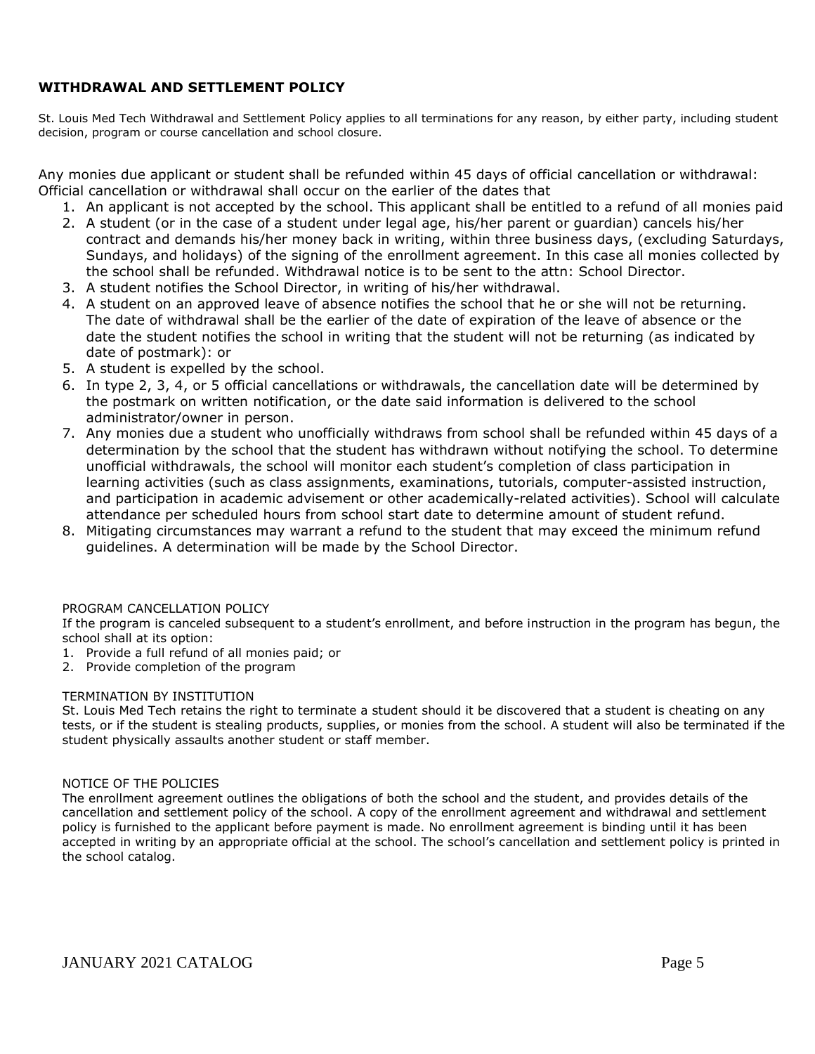## WITHDRAWAL AND SETTLEMENT POLICY

St. Louis Med Tech Withdrawal and Settlement Policy applies to all terminations for any reason, by either party, including student decision, program or course cancellation and school closure.

Any monies due applicant or student shall be refunded within 45 days of official cancellation or withdrawal: Official cancellation or withdrawal shall occur on the earlier of the dates that

1. An applicant is not accepted by the school. This applicant shall be entitled to a refund of all monies paid
2. A student (or in the case of a student under legal age, his/her parent or guardian) cancels his/her contract and demands his/her money back in writing, within three business days, (excluding Saturdays, Sundays, and holidays) of the signing of the enrollment agreement. In this case all monies collected by the school shall be refunded. Withdrawal notice is to be sent to the attn: School Director.
3. A student notifies the School Director, in writing of his/her withdrawal.
4. A student on an approved leave of absence notifies the school that he or she will not be returning. The date of withdrawal shall be the earlier of the date of expiration of the leave of absence or the date the student notifies the school in writing that the student will not be returning (as indicated by date of postmark): or
5. A student is expelled by the school.
6. In type 2, 3, 4, or 5 official cancellations or withdrawals, the cancellation date will be determined by the postmark on written notification, or the date said information is delivered to the school administrator/owner in person.
7. Any monies due a student who unofficially withdraws from school shall be refunded within 45 days of a determination by the school that the student has withdrawn without notifying the school. To determine unofficial withdrawals, the school will monitor each student's completion of class participation in learning activities (such as class assignments, examinations, tutorials, computer-assisted instruction, and participation in academic advisement or other academically-related activities). School will calculate attendance per scheduled hours from school start date to determine amount of student refund.
8. Mitigating circumstances may warrant a refund to the student that may exceed the minimum refund guidelines. A determination will be made by the School Director.

### PROGRAM CANCELLATION POLICY

If the program is canceled subsequent to a student's enrollment, and before instruction in the program has begun, the school shall at its option:

1. Provide a full refund of all monies paid; or
2. Provide completion of the program

### TERMINATION BY INSTITUTION

St. Louis Med Tech retains the right to terminate a student should it be discovered that a student is cheating on any tests, or if the student is stealing products, supplies, or monies from the school. A student will also be terminated if the student physically assaults another student or staff member.

### NOTICE OF THE POLICIES

The enrollment agreement outlines the obligations of both the school and the student, and provides details of the cancellation and settlement policy of the school. A copy of the enrollment agreement and withdrawal and settlement policy is furnished to the applicant before payment is made. No enrollment agreement is binding until it has been accepted in writing by an appropriate official at the school. The school's cancellation and settlement policy is printed in the school catalog.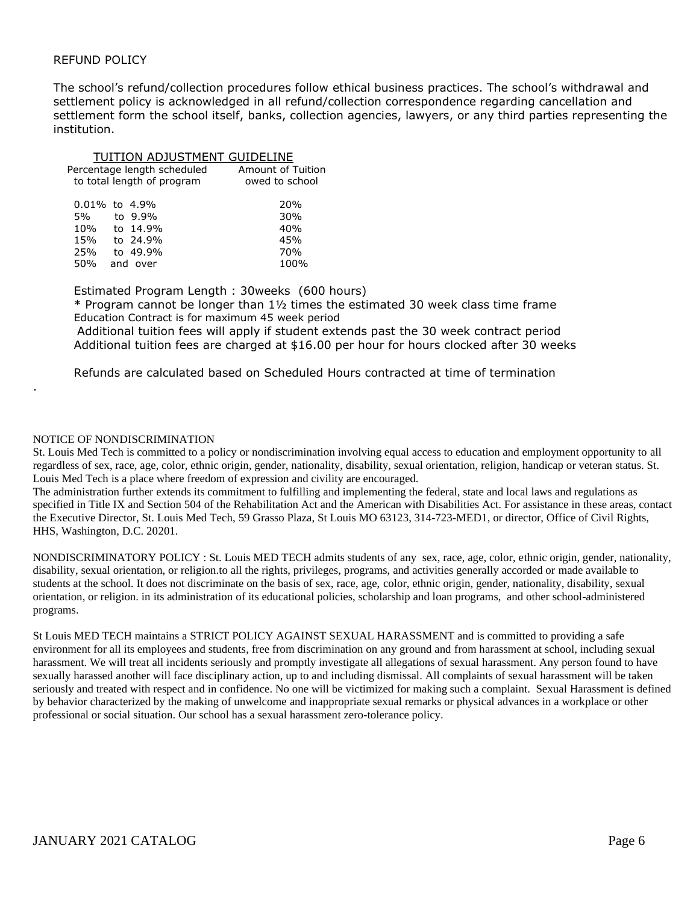## REFUND POLICY

The school's refund/collection procedures follow ethical business practices. The school's withdrawal and settlement policy is acknowledged in all refund/collection correspondence regarding cancellation and settlement form the school itself, banks, collection agencies, lawyers, or any third parties representing the institution.

### TUITION ADJUSTMENT GUIDELINE

| Percentage length scheduled to total length of program | Amount of Tuition owed to school |
|---|---|
| 0.01% to 4.9% | 20% |
| 5% to 9.9% | 30% |
| 10% to 14.9% | 40% |
| 15% to 24.9% | 45% |
| 25% to 49.9% | 70% |
| 50% and over | 100% |

Estimated Program Length : 30weeks (600 hours)

* Program cannot be longer than 1½ times the estimated 30 week class time frame

Education Contract is for maximum 45 week period

Additional tuition fees will apply if student extends past the 30 week contract period

Additional tuition fees are charged at $16.00 per hour for hours clocked after 30 weeks

Refunds are calculated based on Scheduled Hours contracted at time of termination

.

## NOTICE OF NONDISCRIMINATION

St. Louis Med Tech is committed to a policy or nondiscrimination involving equal access to education and employment opportunity to all regardless of sex, race, age, color, ethnic origin, gender, nationality, disability, sexual orientation, religion, handicap or veteran status. St. Louis Med Tech is a place where freedom of expression and civility are encouraged.

The administration further extends its commitment to fulfilling and implementing the federal, state and local laws and regulations as specified in Title IX and Section 504 of the Rehabilitation Act and the American with Disabilities Act. For assistance in these areas, contact the Executive Director, St. Louis Med Tech, 59 Grasso Plaza, St Louis MO 63123, 314-723-MED1, or director, Office of Civil Rights, HHS, Washington, D.C. 20201.

NONDISCRIMINATORY POLICY : St. Louis MED TECH admits students of any sex, race, age, color, ethnic origin, gender, nationality, disability, sexual orientation, or religion.to all the rights, privileges, programs, and activities generally accorded or made available to students at the school. It does not discriminate on the basis of sex, race, age, color, ethnic origin, gender, nationality, disability, sexual orientation, or religion. in its administration of its educational policies, scholarship and loan programs, and other school-administered programs.

St Louis MED TECH maintains a STRICT POLICY AGAINST SEXUAL HARASSMENT and is committed to providing a safe environment for all its employees and students, free from discrimination on any ground and from harassment at school, including sexual harassment. We will treat all incidents seriously and promptly investigate all allegations of sexual harassment. Any person found to have sexually harassed another will face disciplinary action, up to and including dismissal. All complaints of sexual harassment will be taken seriously and treated with respect and in confidence. No one will be victimized for making such a complaint. Sexual Harassment is defined by behavior characterized by the making of unwelcome and inappropriate sexual remarks or physical advances in a workplace or other professional or social situation. Our school has a sexual harassment zero-tolerance policy.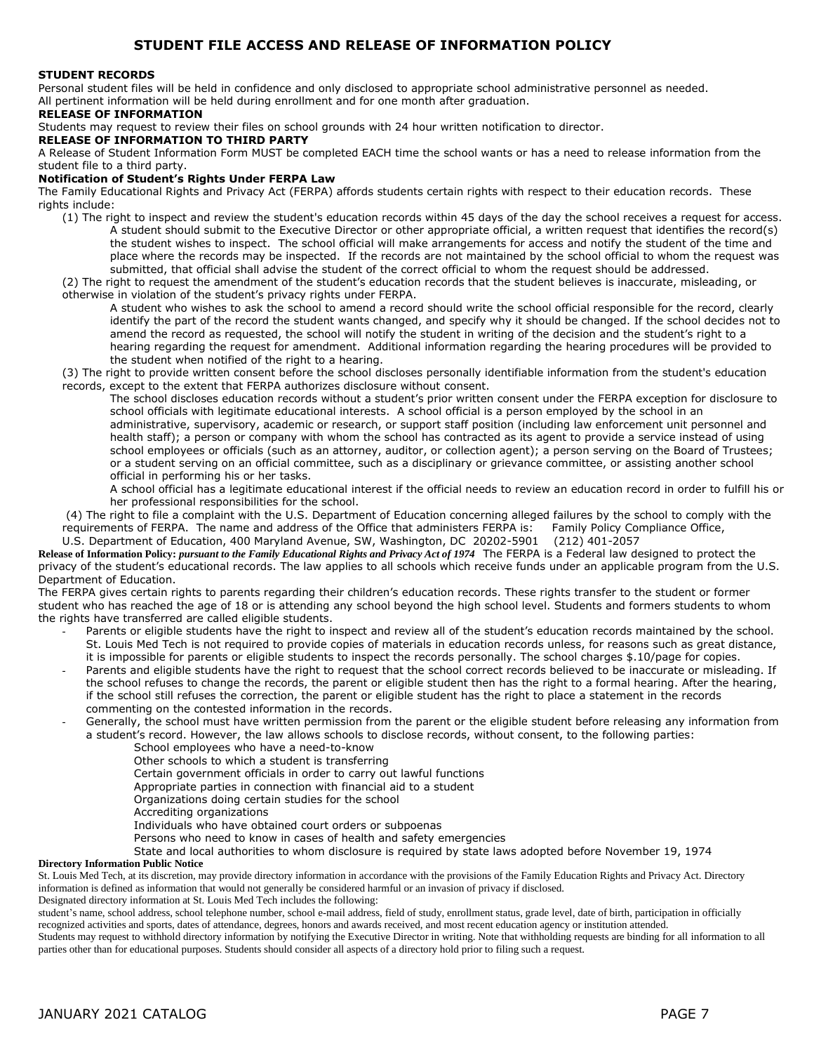# STUDENT FILE ACCESS AND RELEASE OF INFORMATION POLICY

**STUDENT RECORDS**

Personal student files will be held in confidence and only disclosed to appropriate school administrative personnel as needed. All pertinent information will be held during enrollment and for one month after graduation.

**RELEASE OF INFORMATION**

Students may request to review their files on school grounds with 24 hour written notification to director.

**RELEASE OF INFORMATION TO THIRD PARTY**

A Release of Student Information Form MUST be completed EACH time the school wants or has a need to release information from the student file to a third party.

**Notification of Student's Rights Under FERPA Law**

The Family Educational Rights and Privacy Act (FERPA) affords students certain rights with respect to their education records. These rights include:

(1) The right to inspect and review the student's education records within 45 days of the day the school receives a request for access.

A student should submit to the Executive Director or other appropriate official, a written request that identifies the record(s) the student wishes to inspect. The school official will make arrangements for access and notify the student of the time and place where the records may be inspected. If the records are not maintained by the school official to whom the request was submitted, that official shall advise the student of the correct official to whom the request should be addressed.

(2) The right to request the amendment of the student's education records that the student believes is inaccurate, misleading, or otherwise in violation of the student's privacy rights under FERPA.

A student who wishes to ask the school to amend a record should write the school official responsible for the record, clearly identify the part of the record the student wants changed, and specify why it should be changed. If the school decides not to amend the record as requested, the school will notify the student in writing of the decision and the student's right to a hearing regarding the request for amendment. Additional information regarding the hearing procedures will be provided to the student when notified of the right to a hearing.

(3) The right to provide written consent before the school discloses personally identifiable information from the student's education records, except to the extent that FERPA authorizes disclosure without consent.

The school discloses education records without a student's prior written consent under the FERPA exception for disclosure to school officials with legitimate educational interests. A school official is a person employed by the school in an administrative, supervisory, academic or research, or support staff position (including law enforcement unit personnel and health staff); a person or company with whom the school has contracted as its agent to provide a service instead of using school employees or officials (such as an attorney, auditor, or collection agent); a person serving on the Board of Trustees; or a student serving on an official committee, such as a disciplinary or grievance committee, or assisting another school official in performing his or her tasks.

A school official has a legitimate educational interest if the official needs to review an education record in order to fulfill his or her professional responsibilities for the school.

(4) The right to file a complaint with the U.S. Department of Education concerning alleged failures by the school to comply with the requirements of FERPA. The name and address of the Office that administers FERPA is: Family Policy Compliance Office, U.S. Department of Education, 400 Maryland Avenue, SW, Washington, DC 20202-5901 (212) 401-2057

**Release of Information Policy:** ***pursuant to the Family Educational Rights and Privacy Act of 1974*** The FERPA is a Federal law designed to protect the privacy of the student's educational records. The law applies to all schools which receive funds under an applicable program from the U.S. Department of Education.

The FERPA gives certain rights to parents regarding their children's education records. These rights transfer to the student or former student who has reached the age of 18 or is attending any school beyond the high school level. Students and formers students to whom the rights have transferred are called eligible students.

- Parents or eligible students have the right to inspect and review all of the student's education records maintained by the school. St. Louis Med Tech is not required to provide copies of materials in education records unless, for reasons such as great distance, it is impossible for parents or eligible students to inspect the records personally. The school charges $.10/page for copies.
- Parents and eligible students have the right to request that the school correct records believed to be inaccurate or misleading. If the school refuses to change the records, the parent or eligible student then has the right to a formal hearing. After the hearing, if the school still refuses the correction, the parent or eligible student has the right to place a statement in the records commenting on the contested information in the records.
- Generally, the school must have written permission from the parent or the eligible student before releasing any information from a student's record. However, the law allows schools to disclose records, without consent, to the following parties:
  - School employees who have a need-to-know
  - Other schools to which a student is transferring
  - Certain government officials in order to carry out lawful functions
  - Appropriate parties in connection with financial aid to a student
  - Organizations doing certain studies for the school
  - Accrediting organizations
  - Individuals who have obtained court orders or subpoenas
  - Persons who need to know in cases of health and safety emergencies
  - State and local authorities to whom disclosure is required by state laws adopted before November 19, 1974

**Directory Information Public Notice**

St. Louis Med Tech, at its discretion, may provide directory information in accordance with the provisions of the Family Education Rights and Privacy Act. Directory information is defined as information that would not generally be considered harmful or an invasion of privacy if disclosed.

Designated directory information at St. Louis Med Tech includes the following:

student's name, school address, school telephone number, school e-mail address, field of study, enrollment status, grade level, date of birth, participation in officially recognized activities and sports, dates of attendance, degrees, honors and awards received, and most recent education agency or institution attended.

Students may request to withhold directory information by notifying the Executive Director in writing. Note that withholding requests are binding for all information to all parties other than for educational purposes. Students should consider all aspects of a directory hold prior to filing such a request.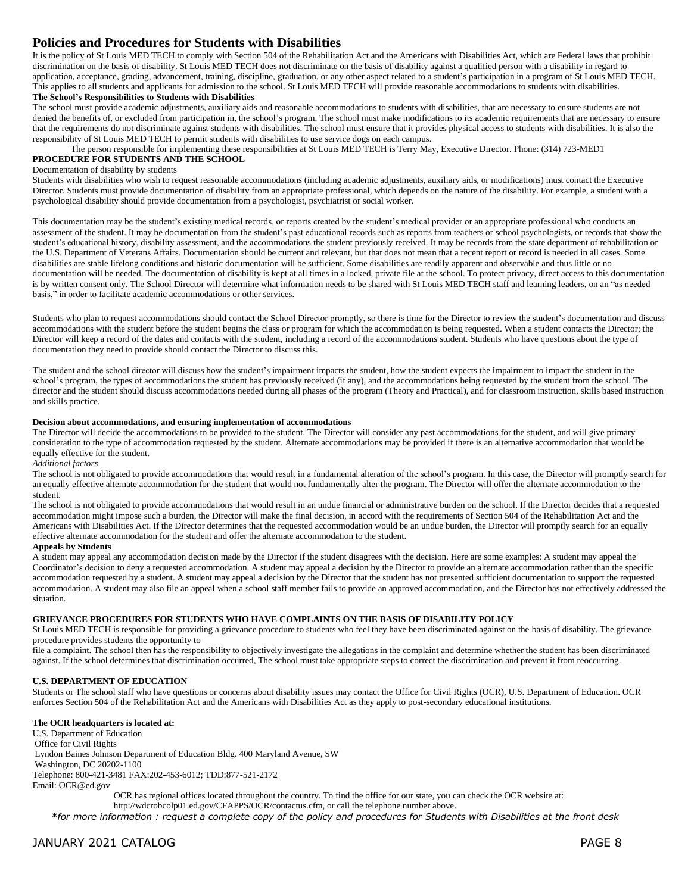# Policies and Procedures for Students with Disabilities

It is the policy of St Louis MED TECH to comply with Section 504 of the Rehabilitation Act and the Americans with Disabilities Act, which are Federal laws that prohibit discrimination on the basis of disability. St Louis MED TECH does not discriminate on the basis of disability against a qualified person with a disability in regard to application, acceptance, grading, advancement, training, discipline, graduation, or any other aspect related to a student's participation in a program of St Louis MED TECH. This applies to all students and applicants for admission to the school. St Louis MED TECH will provide reasonable accommodations to students with disabilities.

**The School's Responsibilities to Students with Disabilities**

The school must provide academic adjustments, auxiliary aids and reasonable accommodations to students with disabilities, that are necessary to ensure students are not denied the benefits of, or excluded from participation in, the school's program. The school must make modifications to its academic requirements that are necessary to ensure that the requirements do not discriminate against students with disabilities. The school must ensure that it provides physical access to students with disabilities. It is also the responsibility of St Louis MED TECH to permit students with disabilities to use service dogs on each campus.

The person responsible for implementing these responsibilities at St Louis MED TECH is Terry May, Executive Director. Phone: (314) 723-MED1

**PROCEDURE FOR STUDENTS AND THE SCHOOL**

Documentation of disability by students

Students with disabilities who wish to request reasonable accommodations (including academic adjustments, auxiliary aids, or modifications) must contact the Executive Director. Students must provide documentation of disability from an appropriate professional, which depends on the nature of the disability. For example, a student with a psychological disability should provide documentation from a psychologist, psychiatrist or social worker.

This documentation may be the student's existing medical records, or reports created by the student's medical provider or an appropriate professional who conducts an assessment of the student. It may be documentation from the student's past educational records such as reports from teachers or school psychologists, or records that show the student's educational history, disability assessment, and the accommodations the student previously received. It may be records from the state department of rehabilitation or the U.S. Department of Veterans Affairs. Documentation should be current and relevant, but that does not mean that a recent report or record is needed in all cases. Some disabilities are stable lifelong conditions and historic documentation will be sufficient. Some disabilities are readily apparent and observable and thus little or no documentation will be needed. The documentation of disability is kept at all times in a locked, private file at the school. To protect privacy, direct access to this documentation is by written consent only. The School Director will determine what information needs to be shared with St Louis MED TECH staff and learning leaders, on an "as needed basis," in order to facilitate academic accommodations or other services.

Students who plan to request accommodations should contact the School Director promptly, so there is time for the Director to review the student's documentation and discuss accommodations with the student before the student begins the class or program for which the accommodation is being requested. When a student contacts the Director; the Director will keep a record of the dates and contacts with the student, including a record of the accommodations student. Students who have questions about the type of documentation they need to provide should contact the Director to discuss this.

The student and the school director will discuss how the student's impairment impacts the student, how the student expects the impairment to impact the student in the school's program, the types of accommodations the student has previously received (if any), and the accommodations being requested by the student from the school. The director and the student should discuss accommodations needed during all phases of the program (Theory and Practical), and for classroom instruction, skills based instruction and skills practice.

**Decision about accommodations, and ensuring implementation of accommodations**

The Director will decide the accommodations to be provided to the student. The Director will consider any past accommodations for the student, and will give primary consideration to the type of accommodation requested by the student. Alternate accommodations may be provided if there is an alternative accommodation that would be equally effective for the student.

*Additional factors*

The school is not obligated to provide accommodations that would result in a fundamental alteration of the school's program. In this case, the Director will promptly search for an equally effective alternate accommodation for the student that would not fundamentally alter the program. The Director will offer the alternate accommodation to the student.

The school is not obligated to provide accommodations that would result in an undue financial or administrative burden on the school. If the Director decides that a requested accommodation might impose such a burden, the Director will make the final decision, in accord with the requirements of Section 504 of the Rehabilitation Act and the Americans with Disabilities Act. If the Director determines that the requested accommodation would be an undue burden, the Director will promptly search for an equally effective alternate accommodation for the student and offer the alternate accommodation to the student.

**Appeals by Students**

A student may appeal any accommodation decision made by the Director if the student disagrees with the decision. Here are some examples: A student may appeal the Coordinator's decision to deny a requested accommodation. A student may appeal a decision by the Director to provide an alternate accommodation rather than the specific accommodation requested by a student. A student may appeal a decision by the Director that the student has not presented sufficient documentation to support the requested accommodation. A student may also file an appeal when a school staff member fails to provide an approved accommodation, and the Director has not effectively addressed the situation.

**GRIEVANCE PROCEDURES FOR STUDENTS WHO HAVE COMPLAINTS ON THE BASIS OF DISABILITY POLICY**

St Louis MED TECH is responsible for providing a grievance procedure to students who feel they have been discriminated against on the basis of disability. The grievance procedure provides students the opportunity to file a complaint. The school then has the responsibility to objectively investigate the allegations in the complaint and determine whether the student has been discriminated against. If the school determines that discrimination occurred, The school must take appropriate steps to correct the discrimination and prevent it from reoccurring.

**U.S. DEPARTMENT OF EDUCATION**

Students or The school staff who have questions or concerns about disability issues may contact the Office for Civil Rights (OCR), U.S. Department of Education. OCR enforces Section 504 of the Rehabilitation Act and the Americans with Disabilities Act as they apply to post-secondary educational institutions.

**The OCR headquarters is located at:**

U.S. Department of Education
Office for Civil Rights
Lyndon Baines Johnson Department of Education Bldg. 400 Maryland Avenue, SW
Washington, DC 20202-1100
Telephone: 800-421-3481 FAX:202-453-6012; TDD:877-521-2172
Email: OCR@ed.gov

OCR has regional offices located throughout the country. To find the office for our state, you can check the OCR website at: http://wdcrobcolp01.ed.gov/CFAPPS/OCR/contactus.cfm, or call the telephone number above.

*for more information : request a complete copy of the policy and procedures for Students with Disabilities at the front desk*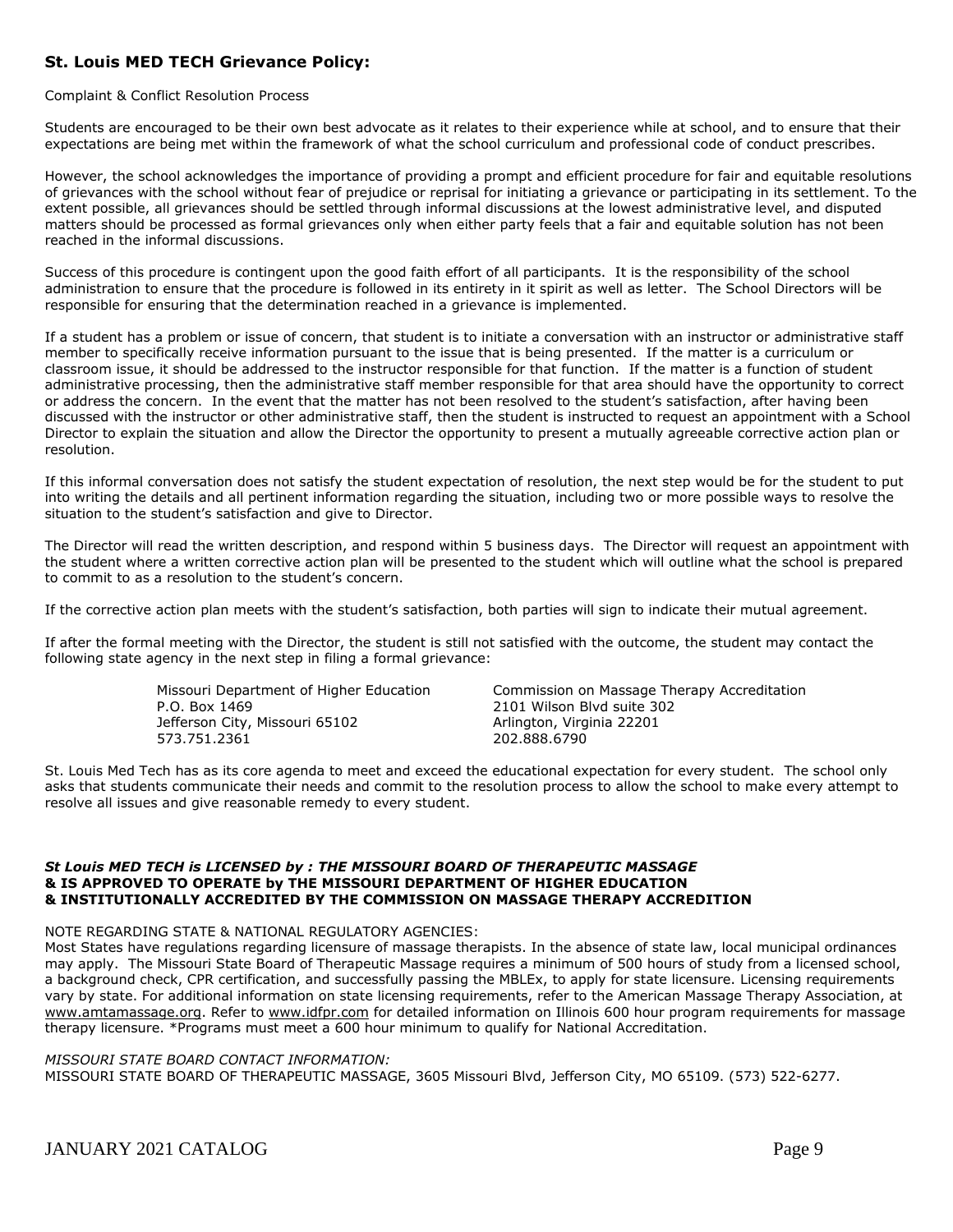## St. Louis MED TECH Grievance Policy:

Complaint & Conflict Resolution Process

Students are encouraged to be their own best advocate as it relates to their experience while at school, and to ensure that their expectations are being met within the framework of what the school curriculum and professional code of conduct prescribes.

However, the school acknowledges the importance of providing a prompt and efficient procedure for fair and equitable resolutions of grievances with the school without fear of prejudice or reprisal for initiating a grievance or participating in its settlement. To the extent possible, all grievances should be settled through informal discussions at the lowest administrative level, and disputed matters should be processed as formal grievances only when either party feels that a fair and equitable solution has not been reached in the informal discussions.

Success of this procedure is contingent upon the good faith effort of all participants. It is the responsibility of the school administration to ensure that the procedure is followed in its entirety in it spirit as well as letter. The School Directors will be responsible for ensuring that the determination reached in a grievance is implemented.

If a student has a problem or issue of concern, that student is to initiate a conversation with an instructor or administrative staff member to specifically receive information pursuant to the issue that is being presented. If the matter is a curriculum or classroom issue, it should be addressed to the instructor responsible for that function. If the matter is a function of student administrative processing, then the administrative staff member responsible for that area should have the opportunity to correct or address the concern. In the event that the matter has not been resolved to the student's satisfaction, after having been discussed with the instructor or other administrative staff, then the student is instructed to request an appointment with a School Director to explain the situation and allow the Director the opportunity to present a mutually agreeable corrective action plan or resolution.

If this informal conversation does not satisfy the student expectation of resolution, the next step would be for the student to put into writing the details and all pertinent information regarding the situation, including two or more possible ways to resolve the situation to the student's satisfaction and give to Director.

The Director will read the written description, and respond within 5 business days. The Director will request an appointment with the student where a written corrective action plan will be presented to the student which will outline what the school is prepared to commit to as a resolution to the student's concern.

If the corrective action plan meets with the student's satisfaction, both parties will sign to indicate their mutual agreement.

If after the formal meeting with the Director, the student is still not satisfied with the outcome, the student may contact the following state agency in the next step in filing a formal grievance:

Missouri Department of Higher Education
P.O. Box 1469
Jefferson City, Missouri 65102
573.751.2361

Commission on Massage Therapy Accreditation
2101 Wilson Blvd suite 302
Arlington, Virginia 22201
202.888.6790

St. Louis Med Tech has as its core agenda to meet and exceed the educational expectation for every student. The school only asks that students communicate their needs and commit to the resolution process to allow the school to make every attempt to resolve all issues and give reasonable remedy to every student.

***St Louis MED TECH is LICENSED by : THE MISSOURI BOARD OF THERAPEUTIC MASSAGE***
**& IS APPROVED TO OPERATE by THE MISSOURI DEPARTMENT OF HIGHER EDUCATION**
**& INSTITUTIONALLY ACCREDITED BY THE COMMISSION ON MASSAGE THERAPY ACCREDITION**

NOTE REGARDING STATE & NATIONAL REGULATORY AGENCIES:
Most States have regulations regarding licensure of massage therapists. In the absence of state law, local municipal ordinances may apply. The Missouri State Board of Therapeutic Massage requires a minimum of 500 hours of study from a licensed school, a background check, CPR certification, and successfully passing the MBLEx, to apply for state licensure. Licensing requirements vary by state. For additional information on state licensing requirements, refer to the American Massage Therapy Association, at www.amtamassage.org. Refer to www.idfpr.com for detailed information on Illinois 600 hour program requirements for massage therapy licensure. *Programs must meet a 600 hour minimum to qualify for National Accreditation.

*MISSOURI STATE BOARD CONTACT INFORMATION:*
MISSOURI STATE BOARD OF THERAPEUTIC MASSAGE, 3605 Missouri Blvd, Jefferson City, MO 65109. (573) 522-6277.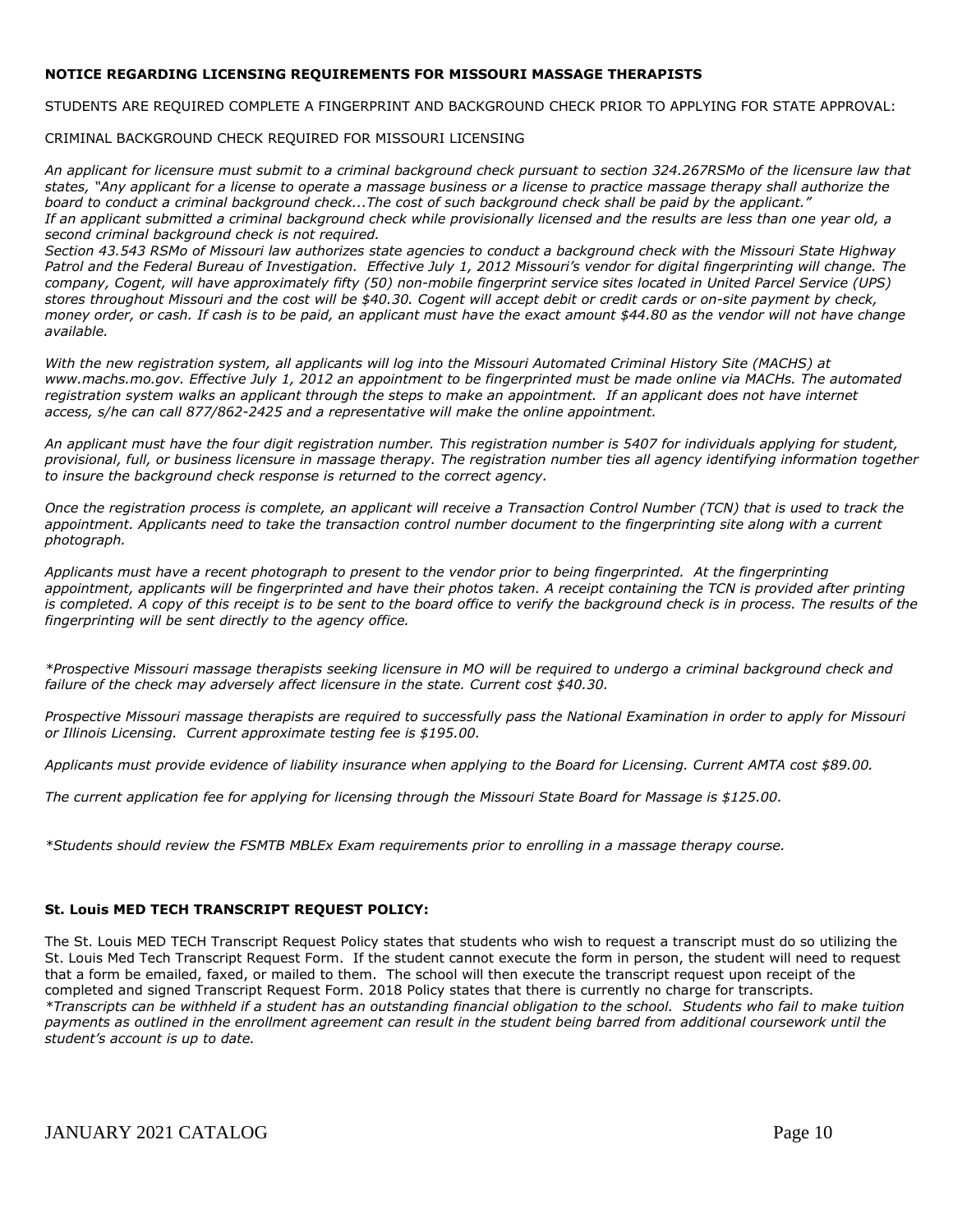**NOTICE REGARDING LICENSING REQUIREMENTS FOR MISSOURI MASSAGE THERAPISTS**

STUDENTS ARE REQUIRED COMPLETE A FINGERPRINT AND BACKGROUND CHECK PRIOR TO APPLYING FOR STATE APPROVAL:

CRIMINAL BACKGROUND CHECK REQUIRED FOR MISSOURI LICENSING

*An applicant for licensure must submit to a criminal background check pursuant to section 324.267RSMo of the licensure law that states, "Any applicant for a license to operate a massage business or a license to practice massage therapy shall authorize the board to conduct a criminal background check...The cost of such background check shall be paid by the applicant." If an applicant submitted a criminal background check while provisionally licensed and the results are less than one year old, a second criminal background check is not required.*
*Section 43.543 RSMo of Missouri law authorizes state agencies to conduct a background check with the Missouri State Highway Patrol and the Federal Bureau of Investigation. Effective July 1, 2012 Missouri's vendor for digital fingerprinting will change. The company, Cogent, will have approximately fifty (50) non-mobile fingerprint service sites located in United Parcel Service (UPS) stores throughout Missouri and the cost will be $40.30. Cogent will accept debit or credit cards or on-site payment by check, money order, or cash. If cash is to be paid, an applicant must have the exact amount $44.80 as the vendor will not have change available.*

*With the new registration system, all applicants will log into the Missouri Automated Criminal History Site (MACHS) at www.machs.mo.gov. Effective July 1, 2012 an appointment to be fingerprinted must be made online via MACHs. The automated registration system walks an applicant through the steps to make an appointment. If an applicant does not have internet access, s/he can call 877/862-2425 and a representative will make the online appointment.*

*An applicant must have the four digit registration number. This registration number is 5407 for individuals applying for student, provisional, full, or business licensure in massage therapy. The registration number ties all agency identifying information together to insure the background check response is returned to the correct agency.*

*Once the registration process is complete, an applicant will receive a Transaction Control Number (TCN) that is used to track the appointment. Applicants need to take the transaction control number document to the fingerprinting site along with a current photograph.*

*Applicants must have a recent photograph to present to the vendor prior to being fingerprinted. At the fingerprinting appointment, applicants will be fingerprinted and have their photos taken. A receipt containing the TCN is provided after printing is completed. A copy of this receipt is to be sent to the board office to verify the background check is in process. The results of the fingerprinting will be sent directly to the agency office.*

*\*Prospective Missouri massage therapists seeking licensure in MO will be required to undergo a criminal background check and failure of the check may adversely affect licensure in the state. Current cost $40.30.*

*Prospective Missouri massage therapists are required to successfully pass the National Examination in order to apply for Missouri or Illinois Licensing. Current approximate testing fee is $195.00.*

*Applicants must provide evidence of liability insurance when applying to the Board for Licensing. Current AMTA cost $89.00.*

*The current application fee for applying for licensing through the Missouri State Board for Massage is $125.00.*

*\*Students should review the FSMTB MBLEx Exam requirements prior to enrolling in a massage therapy course.*

**St. Louis MED TECH TRANSCRIPT REQUEST POLICY:**

The St. Louis MED TECH Transcript Request Policy states that students who wish to request a transcript must do so utilizing the St. Louis Med Tech Transcript Request Form. If the student cannot execute the form in person, the student will need to request that a form be emailed, faxed, or mailed to them. The school will then execute the transcript request upon receipt of the completed and signed Transcript Request Form. 2018 Policy states that there is currently no charge for transcripts.
*\*Transcripts can be withheld if a student has an outstanding financial obligation to the school. Students who fail to make tuition payments as outlined in the enrollment agreement can result in the student being barred from additional coursework until the student's account is up to date.*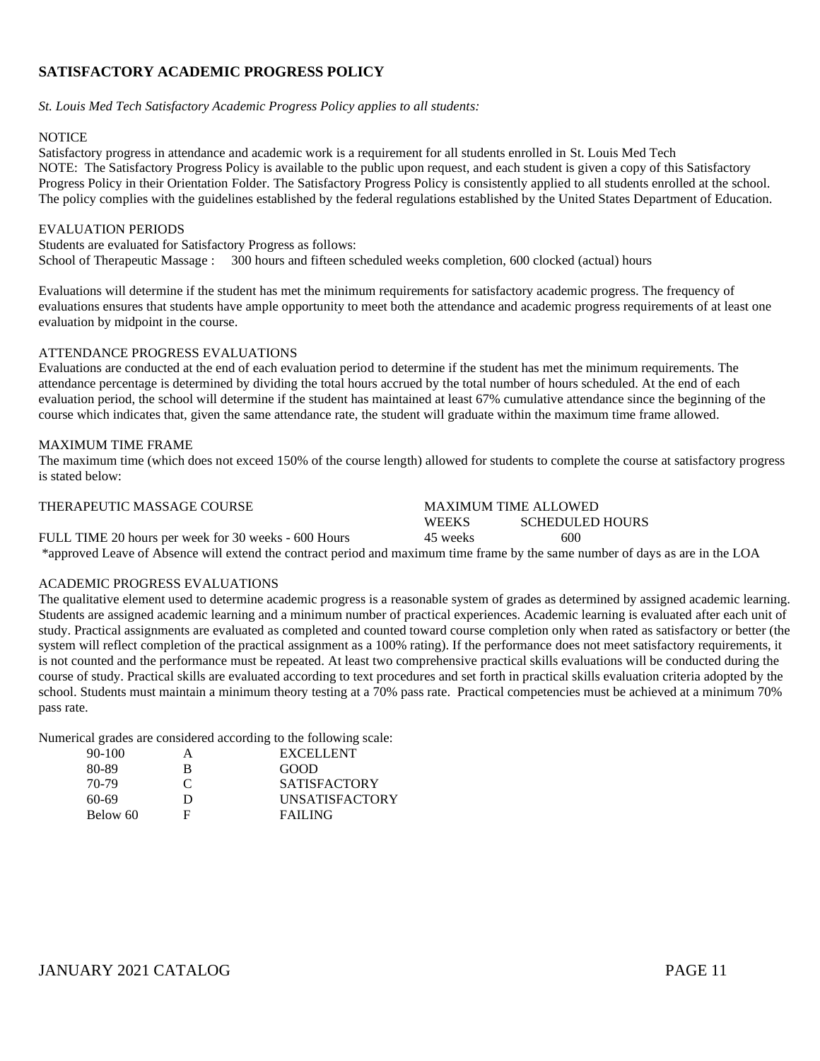## SATISFACTORY ACADEMIC PROGRESS POLICY

*St. Louis Med Tech Satisfactory Academic Progress Policy applies to all students:*

NOTICE

Satisfactory progress in attendance and academic work is a requirement for all students enrolled in St. Louis Med Tech

NOTE: The Satisfactory Progress Policy is available to the public upon request, and each student is given a copy of this Satisfactory Progress Policy in their Orientation Folder. The Satisfactory Progress Policy is consistently applied to all students enrolled at the school. The policy complies with the guidelines established by the federal regulations established by the United States Department of Education.

EVALUATION PERIODS

Students are evaluated for Satisfactory Progress as follows:

School of Therapeutic Massage : 300 hours and fifteen scheduled weeks completion, 600 clocked (actual) hours

Evaluations will determine if the student has met the minimum requirements for satisfactory academic progress. The frequency of evaluations ensures that students have ample opportunity to meet both the attendance and academic progress requirements of at least one evaluation by midpoint in the course.

ATTENDANCE PROGRESS EVALUATIONS

Evaluations are conducted at the end of each evaluation period to determine if the student has met the minimum requirements. The attendance percentage is determined by dividing the total hours accrued by the total number of hours scheduled. At the end of each evaluation period, the school will determine if the student has maintained at least 67% cumulative attendance since the beginning of the course which indicates that, given the same attendance rate, the student will graduate within the maximum time frame allowed.

MAXIMUM TIME FRAME

The maximum time (which does not exceed 150% of the course length) allowed for students to complete the course at satisfactory progress is stated below:

| THERAPEUTIC MASSAGE COURSE | MAXIMUM TIME ALLOWED | |
|---|---|---|
| | WEEKS | SCHEDULED HOURS |
| FULL TIME 20 hours per week for 30 weeks - 600 Hours | 45 weeks | 600 |

*approved Leave of Absence will extend the contract period and maximum time frame by the same number of days as are in the LOA

ACADEMIC PROGRESS EVALUATIONS

The qualitative element used to determine academic progress is a reasonable system of grades as determined by assigned academic learning. Students are assigned academic learning and a minimum number of practical experiences. Academic learning is evaluated after each unit of study. Practical assignments are evaluated as completed and counted toward course completion only when rated as satisfactory or better (the system will reflect completion of the practical assignment as a 100% rating). If the performance does not meet satisfactory requirements, it is not counted and the performance must be repeated. At least two comprehensive practical skills evaluations will be conducted during the course of study. Practical skills are evaluated according to text procedures and set forth in practical skills evaluation criteria adopted by the school. Students must maintain a minimum theory testing at a 70% pass rate. Practical competencies must be achieved at a minimum 70% pass rate.

Numerical grades are considered according to the following scale:

| | | |
|---|---|---|
| 90-100 | A | EXCELLENT |
| 80-89 | B | GOOD |
| 70-79 | C | SATISFACTORY |
| 60-69 | D | UNSATISFACTORY |
| Below 60 | F | FAILING |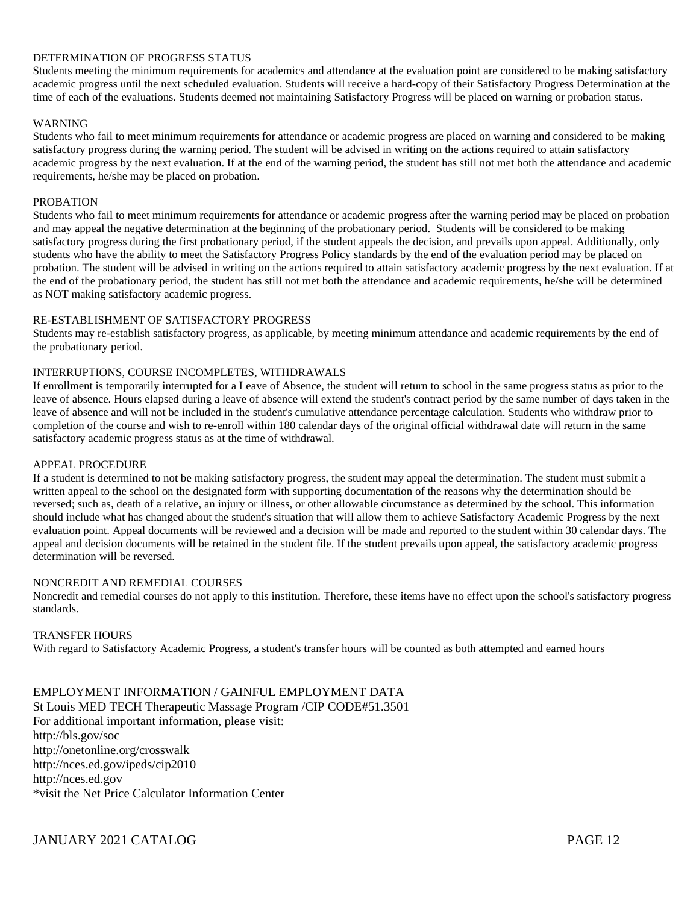### DETERMINATION OF PROGRESS STATUS

Students meeting the minimum requirements for academics and attendance at the evaluation point are considered to be making satisfactory academic progress until the next scheduled evaluation. Students will receive a hard-copy of their Satisfactory Progress Determination at the time of each of the evaluations. Students deemed not maintaining Satisfactory Progress will be placed on warning or probation status.

### WARNING

Students who fail to meet minimum requirements for attendance or academic progress are placed on warning and considered to be making satisfactory progress during the warning period. The student will be advised in writing on the actions required to attain satisfactory academic progress by the next evaluation. If at the end of the warning period, the student has still not met both the attendance and academic requirements, he/she may be placed on probation.

### PROBATION

Students who fail to meet minimum requirements for attendance or academic progress after the warning period may be placed on probation and may appeal the negative determination at the beginning of the probationary period. Students will be considered to be making satisfactory progress during the first probationary period, if the student appeals the decision, and prevails upon appeal. Additionally, only students who have the ability to meet the Satisfactory Progress Policy standards by the end of the evaluation period may be placed on probation. The student will be advised in writing on the actions required to attain satisfactory academic progress by the next evaluation. If at the end of the probationary period, the student has still not met both the attendance and academic requirements, he/she will be determined as NOT making satisfactory academic progress.

### RE-ESTABLISHMENT OF SATISFACTORY PROGRESS

Students may re-establish satisfactory progress, as applicable, by meeting minimum attendance and academic requirements by the end of the probationary period.

### INTERRUPTIONS, COURSE INCOMPLETES, WITHDRAWALS

If enrollment is temporarily interrupted for a Leave of Absence, the student will return to school in the same progress status as prior to the leave of absence. Hours elapsed during a leave of absence will extend the student's contract period by the same number of days taken in the leave of absence and will not be included in the student's cumulative attendance percentage calculation. Students who withdraw prior to completion of the course and wish to re-enroll within 180 calendar days of the original official withdrawal date will return in the same satisfactory academic progress status as at the time of withdrawal.

### APPEAL PROCEDURE

If a student is determined to not be making satisfactory progress, the student may appeal the determination. The student must submit a written appeal to the school on the designated form with supporting documentation of the reasons why the determination should be reversed; such as, death of a relative, an injury or illness, or other allowable circumstance as determined by the school. This information should include what has changed about the student's situation that will allow them to achieve Satisfactory Academic Progress by the next evaluation point. Appeal documents will be reviewed and a decision will be made and reported to the student within 30 calendar days. The appeal and decision documents will be retained in the student file. If the student prevails upon appeal, the satisfactory academic progress determination will be reversed.

### NONCREDIT AND REMEDIAL COURSES

Noncredit and remedial courses do not apply to this institution. Therefore, these items have no effect upon the school's satisfactory progress standards.

### TRANSFER HOURS

With regard to Satisfactory Academic Progress, a student's transfer hours will be counted as both attempted and earned hours

## EMPLOYMENT INFORMATION / GAINFUL EMPLOYMENT DATA

St Louis MED TECH Therapeutic Massage Program /CIP CODE#51.3501
For additional important information, please visit:
http://bls.gov/soc
http://onetonline.org/crosswalk
http://nces.ed.gov/ipeds/cip2010
http://nces.ed.gov
*visit the Net Price Calculator Information Center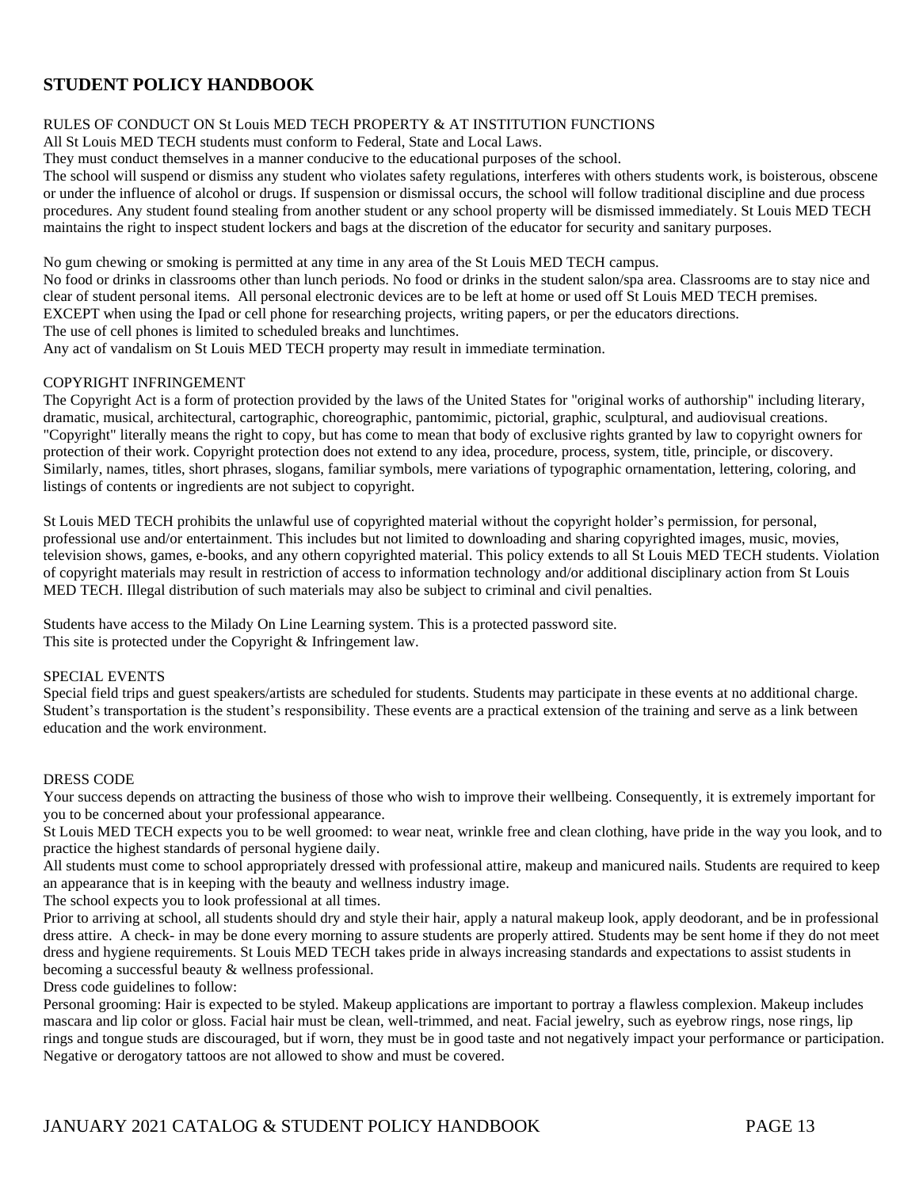## STUDENT POLICY HANDBOOK

RULES OF CONDUCT ON St Louis MED TECH PROPERTY & AT INSTITUTION FUNCTIONS

All St Louis MED TECH students must conform to Federal, State and Local Laws.

They must conduct themselves in a manner conducive to the educational purposes of the school.

The school will suspend or dismiss any student who violates safety regulations, interferes with others students work, is boisterous, obscene or under the influence of alcohol or drugs. If suspension or dismissal occurs, the school will follow traditional discipline and due process procedures. Any student found stealing from another student or any school property will be dismissed immediately. St Louis MED TECH maintains the right to inspect student lockers and bags at the discretion of the educator for security and sanitary purposes.

No gum chewing or smoking is permitted at any time in any area of the St Louis MED TECH campus.

No food or drinks in classrooms other than lunch periods. No food or drinks in the student salon/spa area. Classrooms are to stay nice and clear of student personal items. All personal electronic devices are to be left at home or used off St Louis MED TECH premises. EXCEPT when using the Ipad or cell phone for researching projects, writing papers, or per the educators directions.

The use of cell phones is limited to scheduled breaks and lunchtimes.

Any act of vandalism on St Louis MED TECH property may result in immediate termination.

COPYRIGHT INFRINGEMENT

The Copyright Act is a form of protection provided by the laws of the United States for "original works of authorship" including literary, dramatic, musical, architectural, cartographic, choreographic, pantomimic, pictorial, graphic, sculptural, and audiovisual creations. "Copyright" literally means the right to copy, but has come to mean that body of exclusive rights granted by law to copyright owners for protection of their work. Copyright protection does not extend to any idea, procedure, process, system, title, principle, or discovery. Similarly, names, titles, short phrases, slogans, familiar symbols, mere variations of typographic ornamentation, lettering, coloring, and listings of contents or ingredients are not subject to copyright.

St Louis MED TECH prohibits the unlawful use of copyrighted material without the copyright holder's permission, for personal, professional use and/or entertainment. This includes but not limited to downloading and sharing copyrighted images, music, movies, television shows, games, e-books, and any othern copyrighted material. This policy extends to all St Louis MED TECH students. Violation of copyright materials may result in restriction of access to information technology and/or additional disciplinary action from St Louis MED TECH. Illegal distribution of such materials may also be subject to criminal and civil penalties.

Students have access to the Milady On Line Learning system. This is a protected password site.
This site is protected under the Copyright & Infringement law.

SPECIAL EVENTS

Special field trips and guest speakers/artists are scheduled for students. Students may participate in these events at no additional charge. Student's transportation is the student's responsibility. These events are a practical extension of the training and serve as a link between education and the work environment.

DRESS CODE

Your success depends on attracting the business of those who wish to improve their wellbeing. Consequently, it is extremely important for you to be concerned about your professional appearance.

St Louis MED TECH expects you to be well groomed: to wear neat, wrinkle free and clean clothing, have pride in the way you look, and to practice the highest standards of personal hygiene daily.

All students must come to school appropriately dressed with professional attire, makeup and manicured nails. Students are required to keep an appearance that is in keeping with the beauty and wellness industry image.

The school expects you to look professional at all times.

Prior to arriving at school, all students should dry and style their hair, apply a natural makeup look, apply deodorant, and be in professional dress attire. A check- in may be done every morning to assure students are properly attired. Students may be sent home if they do not meet dress and hygiene requirements. St Louis MED TECH takes pride in always increasing standards and expectations to assist students in becoming a successful beauty & wellness professional.

Dress code guidelines to follow:

Personal grooming: Hair is expected to be styled. Makeup applications are important to portray a flawless complexion. Makeup includes mascara and lip color or gloss. Facial hair must be clean, well-trimmed, and neat. Facial jewelry, such as eyebrow rings, nose rings, lip rings and tongue studs are discouraged, but if worn, they must be in good taste and not negatively impact your performance or participation. Negative or derogatory tattoos are not allowed to show and must be covered.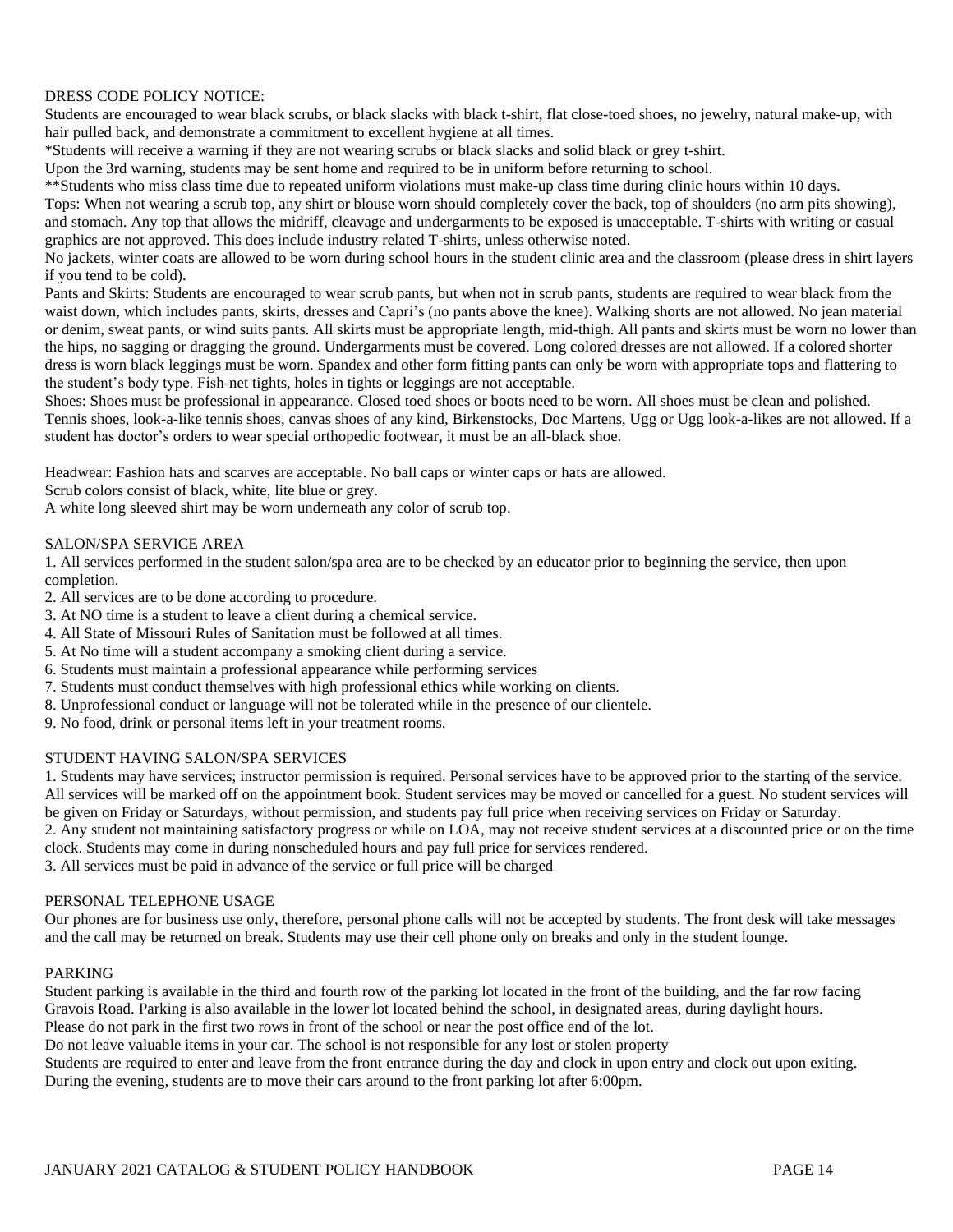## DRESS CODE POLICY NOTICE:

Students are encouraged to wear black scrubs, or black slacks with black t-shirt, flat close-toed shoes, no jewelry, natural make-up, with hair pulled back, and demonstrate a commitment to excellent hygiene at all times.

*Students will receive a warning if they are not wearing scrubs or black slacks and solid black or grey t-shirt.

Upon the 3rd warning, students may be sent home and required to be in uniform before returning to school.

**Students who miss class time due to repeated uniform violations must make-up class time during clinic hours within 10 days.

Tops: When not wearing a scrub top, any shirt or blouse worn should completely cover the back, top of shoulders (no arm pits showing), and stomach. Any top that allows the midriff, cleavage and undergarments to be exposed is unacceptable. T-shirts with writing or casual graphics are not approved. This does include industry related T-shirts, unless otherwise noted.

No jackets, winter coats are allowed to be worn during school hours in the student clinic area and the classroom (please dress in shirt layers if you tend to be cold).

Pants and Skirts: Students are encouraged to wear scrub pants, but when not in scrub pants, students are required to wear black from the waist down, which includes pants, skirts, dresses and Capri's (no pants above the knee). Walking shorts are not allowed. No jean material or denim, sweat pants, or wind suits pants. All skirts must be appropriate length, mid-thigh. All pants and skirts must be worn no lower than the hips, no sagging or dragging the ground. Undergarments must be covered. Long colored dresses are not allowed. If a colored shorter dress is worn black leggings must be worn. Spandex and other form fitting pants can only be worn with appropriate tops and flattering to the student's body type. Fish-net tights, holes in tights or leggings are not acceptable.

Shoes: Shoes must be professional in appearance. Closed toed shoes or boots need to be worn. All shoes must be clean and polished. Tennis shoes, look-a-like tennis shoes, canvas shoes of any kind, Birkenstocks, Doc Martens, Ugg or Ugg look-a-likes are not allowed. If a student has doctor's orders to wear special orthopedic footwear, it must be an all-black shoe.

Headwear: Fashion hats and scarves are acceptable. No ball caps or winter caps or hats are allowed.

Scrub colors consist of black, white, lite blue or grey.

A white long sleeved shirt may be worn underneath any color of scrub top.

## SALON/SPA SERVICE AREA

1. All services performed in the student salon/spa area are to be checked by an educator prior to beginning the service, then upon completion.
2. All services are to be done according to procedure.
3. At NO time is a student to leave a client during a chemical service.
4. All State of Missouri Rules of Sanitation must be followed at all times.
5. At No time will a student accompany a smoking client during a service.
6. Students must maintain a professional appearance while performing services
7. Students must conduct themselves with high professional ethics while working on clients.
8. Unprofessional conduct or language will not be tolerated while in the presence of our clientele.
9. No food, drink or personal items left in your treatment rooms.

## STUDENT HAVING SALON/SPA SERVICES

1. Students may have services; instructor permission is required. Personal services have to be approved prior to the starting of the service. All services will be marked off on the appointment book. Student services may be moved or cancelled for a guest. No student services will be given on Friday or Saturdays, without permission, and students pay full price when receiving services on Friday or Saturday.
2. Any student not maintaining satisfactory progress or while on LOA, may not receive student services at a discounted price or on the time clock. Students may come in during nonscheduled hours and pay full price for services rendered.
3. All services must be paid in advance of the service or full price will be charged

## PERSONAL TELEPHONE USAGE

Our phones are for business use only, therefore, personal phone calls will not be accepted by students. The front desk will take messages and the call may be returned on break. Students may use their cell phone only on breaks and only in the student lounge.

## PARKING

Student parking is available in the third and fourth row of the parking lot located in the front of the building, and the far row facing Gravois Road. Parking is also available in the lower lot located behind the school, in designated areas, during daylight hours.

Please do not park in the first two rows in front of the school or near the post office end of the lot.

Do not leave valuable items in your car. The school is not responsible for any lost or stolen property

Students are required to enter and leave from the front entrance during the day and clock in upon entry and clock out upon exiting.

During the evening, students are to move their cars around to the front parking lot after 6:00pm.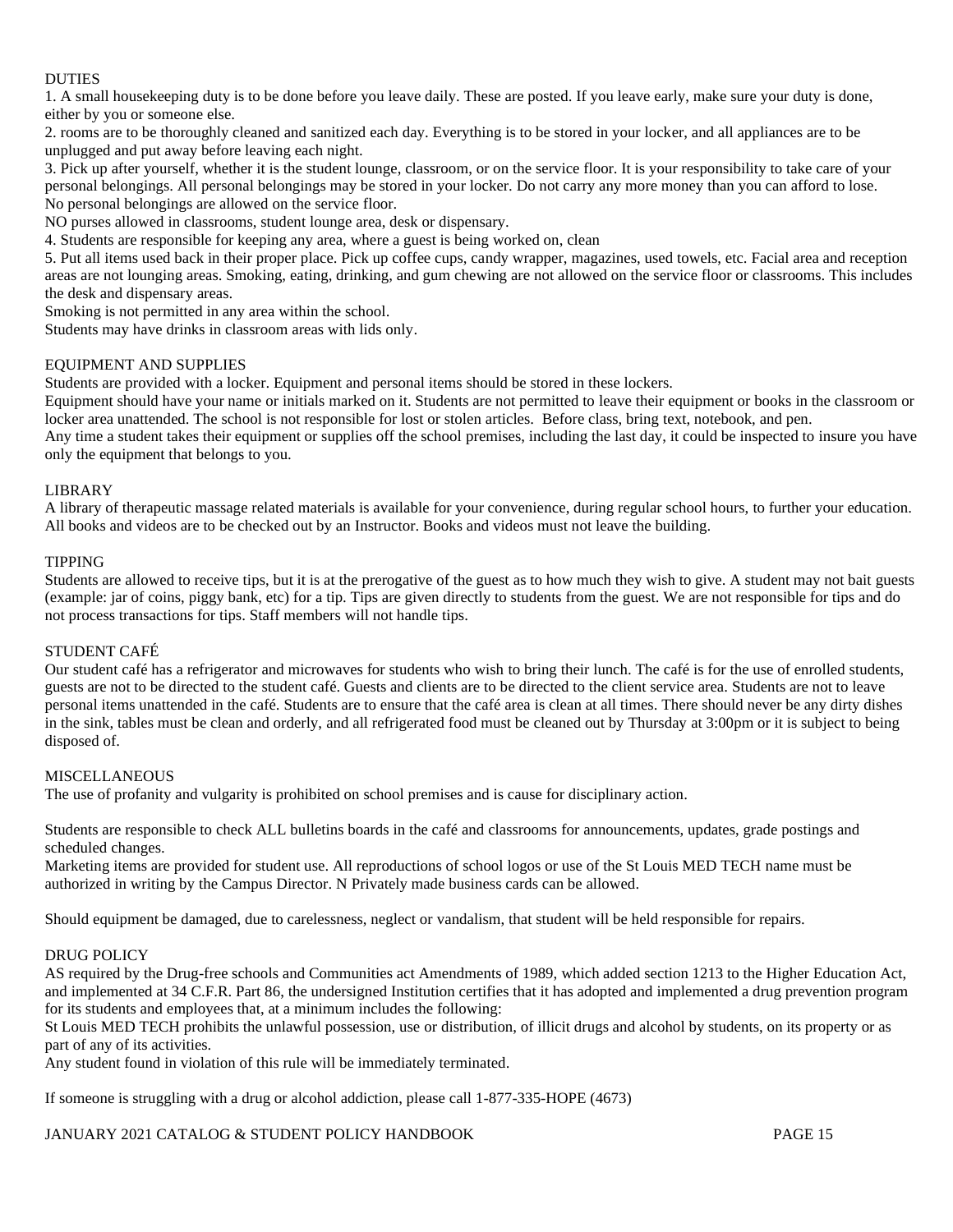## DUTIES

1. A small housekeeping duty is to be done before you leave daily. These are posted. If you leave early, make sure your duty is done, either by you or someone else.
2. rooms are to be thoroughly cleaned and sanitized each day. Everything is to be stored in your locker, and all appliances are to be unplugged and put away before leaving each night.
3. Pick up after yourself, whether it is the student lounge, classroom, or on the service floor. It is your responsibility to take care of your personal belongings. All personal belongings may be stored in your locker. Do not carry any more money than you can afford to lose. No personal belongings are allowed on the service floor.
NO purses allowed in classrooms, student lounge area, desk or dispensary.
4. Students are responsible for keeping any area, where a guest is being worked on, clean
5. Put all items used back in their proper place. Pick up coffee cups, candy wrapper, magazines, used towels, etc. Facial area and reception areas are not lounging areas. Smoking, eating, drinking, and gum chewing are not allowed on the service floor or classrooms. This includes the desk and dispensary areas.
Smoking is not permitted in any area within the school.
Students may have drinks in classroom areas with lids only.

## EQUIPMENT AND SUPPLIES

Students are provided with a locker. Equipment and personal items should be stored in these lockers.
Equipment should have your name or initials marked on it. Students are not permitted to leave their equipment or books in the classroom or locker area unattended. The school is not responsible for lost or stolen articles. Before class, bring text, notebook, and pen.
Any time a student takes their equipment or supplies off the school premises, including the last day, it could be inspected to insure you have only the equipment that belongs to you.

## LIBRARY

A library of therapeutic massage related materials is available for your convenience, during regular school hours, to further your education. All books and videos are to be checked out by an Instructor. Books and videos must not leave the building.

## TIPPING

Students are allowed to receive tips, but it is at the prerogative of the guest as to how much they wish to give. A student may not bait guests (example: jar of coins, piggy bank, etc) for a tip. Tips are given directly to students from the guest. We are not responsible for tips and do not process transactions for tips. Staff members will not handle tips.

## STUDENT CAFÉ

Our student café has a refrigerator and microwaves for students who wish to bring their lunch. The café is for the use of enrolled students, guests are not to be directed to the student café. Guests and clients are to be directed to the client service area. Students are not to leave personal items unattended in the café. Students are to ensure that the café area is clean at all times. There should never be any dirty dishes in the sink, tables must be clean and orderly, and all refrigerated food must be cleaned out by Thursday at 3:00pm or it is subject to being disposed of.

## MISCELLANEOUS

The use of profanity and vulgarity is prohibited on school premises and is cause for disciplinary action.

Students are responsible to check ALL bulletins boards in the café and classrooms for announcements, updates, grade postings and scheduled changes.
Marketing items are provided for student use. All reproductions of school logos or use of the St Louis MED TECH name must be authorized in writing by the Campus Director. N Privately made business cards can be allowed.

Should equipment be damaged, due to carelessness, neglect or vandalism, that student will be held responsible for repairs.

## DRUG POLICY

AS required by the Drug-free schools and Communities act Amendments of 1989, which added section 1213 to the Higher Education Act, and implemented at 34 C.F.R. Part 86, the undersigned Institution certifies that it has adopted and implemented a drug prevention program for its students and employees that, at a minimum includes the following:
St Louis MED TECH prohibits the unlawful possession, use or distribution, of illicit drugs and alcohol by students, on its property or as part of any of its activities.
Any student found in violation of this rule will be immediately terminated.

If someone is struggling with a drug or alcohol addiction, please call 1-877-335-HOPE (4673)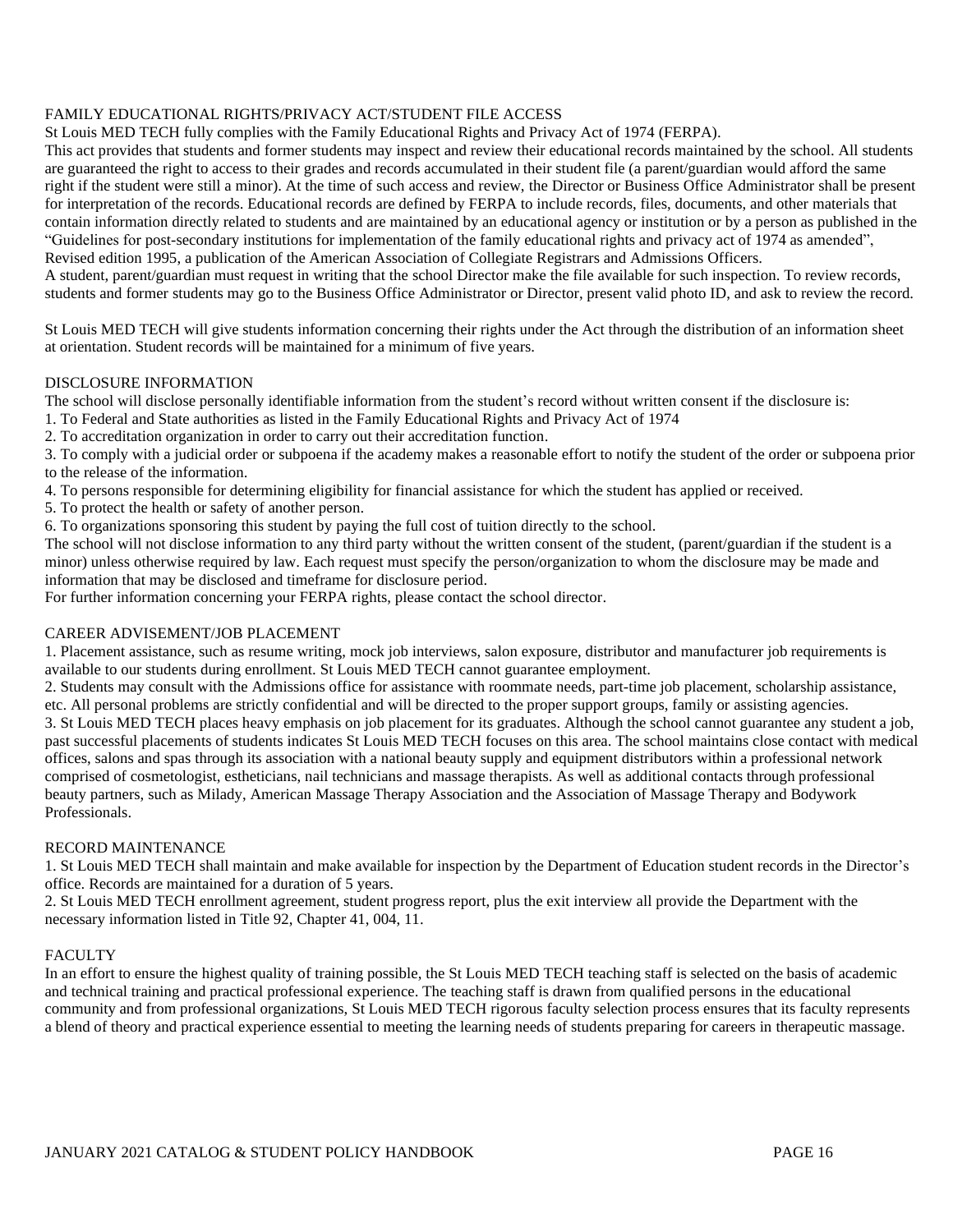## FAMILY EDUCATIONAL RIGHTS/PRIVACY ACT/STUDENT FILE ACCESS

St Louis MED TECH fully complies with the Family Educational Rights and Privacy Act of 1974 (FERPA).

This act provides that students and former students may inspect and review their educational records maintained by the school. All students are guaranteed the right to access to their grades and records accumulated in their student file (a parent/guardian would afford the same right if the student were still a minor). At the time of such access and review, the Director or Business Office Administrator shall be present for interpretation of the records. Educational records are defined by FERPA to include records, files, documents, and other materials that contain information directly related to students and are maintained by an educational agency or institution or by a person as published in the "Guidelines for post-secondary institutions for implementation of the family educational rights and privacy act of 1974 as amended", Revised edition 1995, a publication of the American Association of Collegiate Registrars and Admissions Officers.

A student, parent/guardian must request in writing that the school Director make the file available for such inspection. To review records, students and former students may go to the Business Office Administrator or Director, present valid photo ID, and ask to review the record.

St Louis MED TECH will give students information concerning their rights under the Act through the distribution of an information sheet at orientation. Student records will be maintained for a minimum of five years.

## DISCLOSURE INFORMATION

The school will disclose personally identifiable information from the student's record without written consent if the disclosure is:

1. To Federal and State authorities as listed in the Family Educational Rights and Privacy Act of 1974
2. To accreditation organization in order to carry out their accreditation function.
3. To comply with a judicial order or subpoena if the academy makes a reasonable effort to notify the student of the order or subpoena prior to the release of the information.
4. To persons responsible for determining eligibility for financial assistance for which the student has applied or received.
5. To protect the health or safety of another person.
6. To organizations sponsoring this student by paying the full cost of tuition directly to the school.

The school will not disclose information to any third party without the written consent of the student, (parent/guardian if the student is a minor) unless otherwise required by law. Each request must specify the person/organization to whom the disclosure may be made and information that may be disclosed and timeframe for disclosure period.

For further information concerning your FERPA rights, please contact the school director.

## CAREER ADVISEMENT/JOB PLACEMENT

1. Placement assistance, such as resume writing, mock job interviews, salon exposure, distributor and manufacturer job requirements is available to our students during enrollment. St Louis MED TECH cannot guarantee employment.
2. Students may consult with the Admissions office for assistance with roommate needs, part-time job placement, scholarship assistance, etc. All personal problems are strictly confidential and will be directed to the proper support groups, family or assisting agencies.
3. St Louis MED TECH places heavy emphasis on job placement for its graduates. Although the school cannot guarantee any student a job, past successful placements of students indicates St Louis MED TECH focuses on this area. The school maintains close contact with medical offices, salons and spas through its association with a national beauty supply and equipment distributors within a professional network comprised of cosmetologist, estheticians, nail technicians and massage therapists. As well as additional contacts through professional beauty partners, such as Milady, American Massage Therapy Association and the Association of Massage Therapy and Bodywork Professionals.

## RECORD MAINTENANCE

1. St Louis MED TECH shall maintain and make available for inspection by the Department of Education student records in the Director's office. Records are maintained for a duration of 5 years.
2. St Louis MED TECH enrollment agreement, student progress report, plus the exit interview all provide the Department with the necessary information listed in Title 92, Chapter 41, 004, 11.

## FACULTY

In an effort to ensure the highest quality of training possible, the St Louis MED TECH teaching staff is selected on the basis of academic and technical training and practical professional experience. The teaching staff is drawn from qualified persons in the educational community and from professional organizations, St Louis MED TECH rigorous faculty selection process ensures that its faculty represents a blend of theory and practical experience essential to meeting the learning needs of students preparing for careers in therapeutic massage.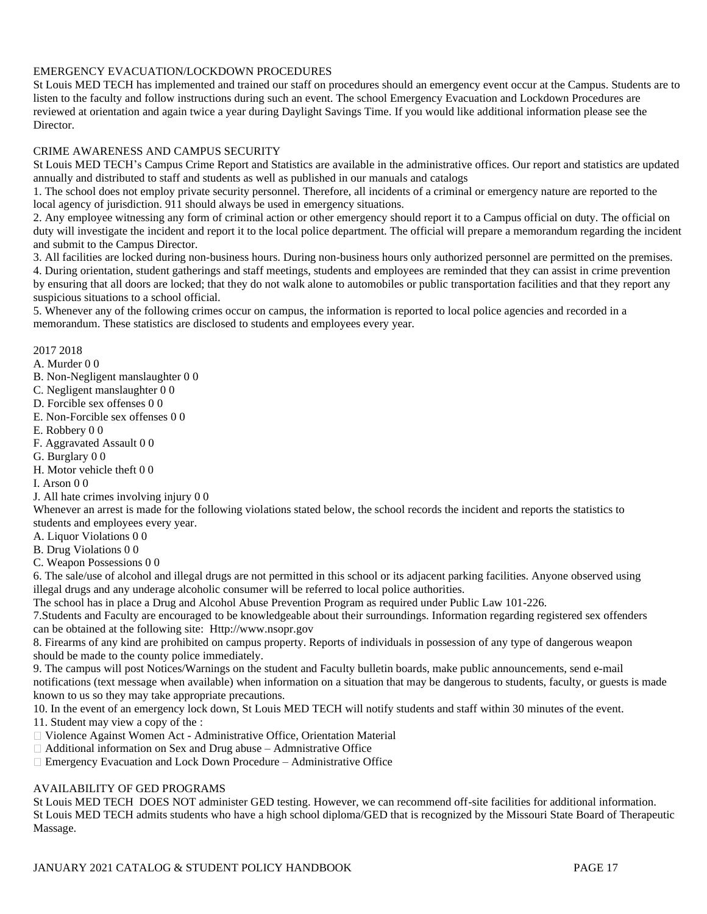## EMERGENCY EVACUATION/LOCKDOWN PROCEDURES

St Louis MED TECH has implemented and trained our staff on procedures should an emergency event occur at the Campus. Students are to listen to the faculty and follow instructions during such an event. The school Emergency Evacuation and Lockdown Procedures are reviewed at orientation and again twice a year during Daylight Savings Time. If you would like additional information please see the Director.

## CRIME AWARENESS AND CAMPUS SECURITY

St Louis MED TECH's Campus Crime Report and Statistics are available in the administrative offices. Our report and statistics are updated annually and distributed to staff and students as well as published in our manuals and catalogs

1. The school does not employ private security personnel. Therefore, all incidents of a criminal or emergency nature are reported to the local agency of jurisdiction. 911 should always be used in emergency situations.
2. Any employee witnessing any form of criminal action or other emergency should report it to a Campus official on duty. The official on duty will investigate the incident and report it to the local police department. The official will prepare a memorandum regarding the incident and submit to the Campus Director.
3. All facilities are locked during non-business hours. During non-business hours only authorized personnel are permitted on the premises.
4. During orientation, student gatherings and staff meetings, students and employees are reminded that they can assist in crime prevention by ensuring that all doors are locked; that they do not walk alone to automobiles or public transportation facilities and that they report any suspicious situations to a school official.
5. Whenever any of the following crimes occur on campus, the information is reported to local police agencies and recorded in a memorandum. These statistics are disclosed to students and employees every year.

2017 2018

A. Murder 0 0
B. Non-Negligent manslaughter 0 0
C. Negligent manslaughter 0 0
D. Forcible sex offenses 0 0
E. Non-Forcible sex offenses 0 0
E. Robbery 0 0
F. Aggravated Assault 0 0
G. Burglary 0 0
H. Motor vehicle theft 0 0
I. Arson 0 0
J. All hate crimes involving injury 0 0

Whenever an arrest is made for the following violations stated below, the school records the incident and reports the statistics to students and employees every year.

A. Liquor Violations 0 0
B. Drug Violations 0 0
C. Weapon Possessions 0 0

6. The sale/use of alcohol and illegal drugs are not permitted in this school or its adjacent parking facilities. Anyone observed using illegal drugs and any underage alcoholic consumer will be referred to local police authorities.
The school has in place a Drug and Alcohol Abuse Prevention Program as required under Public Law 101-226.
7. Students and Faculty are encouraged to be knowledgeable about their surroundings. Information regarding registered sex offenders can be obtained at the following site: Http://www.nsopr.gov
8. Firearms of any kind are prohibited on campus property. Reports of individuals in possession of any type of dangerous weapon should be made to the county police immediately.
9. The campus will post Notices/Warnings on the student and Faculty bulletin boards, make public announcements, send e-mail notifications (text message when available) when information on a situation that may be dangerous to students, faculty, or guests is made known to us so they may take appropriate precautions.
10. In the event of an emergency lock down, St Louis MED TECH will notify students and staff within 30 minutes of the event.
11. Student may view a copy of the :
    - Violence Against Women Act - Administrative Office, Orientation Material
    - Additional information on Sex and Drug abuse – Admnistrative Office
    - Emergency Evacuation and Lock Down Procedure – Administrative Office

## AVAILABILITY OF GED PROGRAMS

St Louis MED TECH DOES NOT administer GED testing. However, we can recommend off-site facilities for additional information. St Louis MED TECH admits students who have a high school diploma/GED that is recognized by the Missouri State Board of Therapeutic Massage.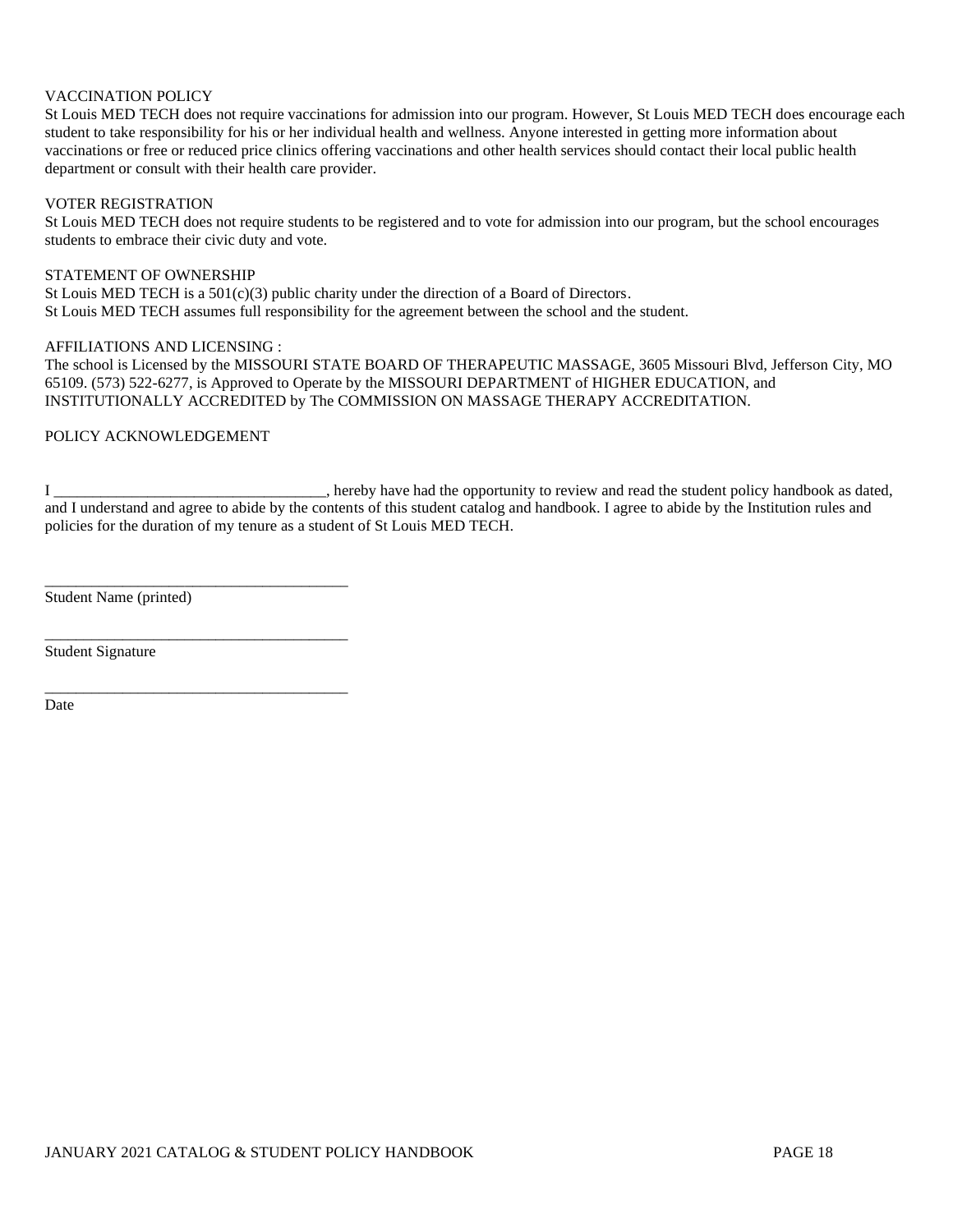VACCINATION POLICY

St Louis MED TECH does not require vaccinations for admission into our program. However, St Louis MED TECH does encourage each student to take responsibility for his or her individual health and wellness. Anyone interested in getting more information about vaccinations or free or reduced price clinics offering vaccinations and other health services should contact their local public health department or consult with their health care provider.

VOTER REGISTRATION

St Louis MED TECH does not require students to be registered and to vote for admission into our program, but the school encourages students to embrace their civic duty and vote.

STATEMENT OF OWNERSHIP

St Louis MED TECH is a 501(c)(3) public charity under the direction of a Board of Directors.
St Louis MED TECH assumes full responsibility for the agreement between the school and the student.

AFFILIATIONS AND LICENSING :

The school is Licensed by the MISSOURI STATE BOARD OF THERAPEUTIC MASSAGE, 3605 Missouri Blvd, Jefferson City, MO 65109. (573) 522-6277, is Approved to Operate by the MISSOURI DEPARTMENT of HIGHER EDUCATION, and INSTITUTIONALLY ACCREDITED by The COMMISSION ON MASSAGE THERAPY ACCREDITATION.

POLICY ACKNOWLEDGEMENT

I ___________________________________, hereby have had the opportunity to review and read the student policy handbook as dated, and I understand and agree to abide by the contents of this student catalog and handbook. I agree to abide by the Institution rules and policies for the duration of my tenure as a student of St Louis MED TECH.

________________________________________
Student Name (printed)

________________________________________
Student Signature

________________________________________
Date